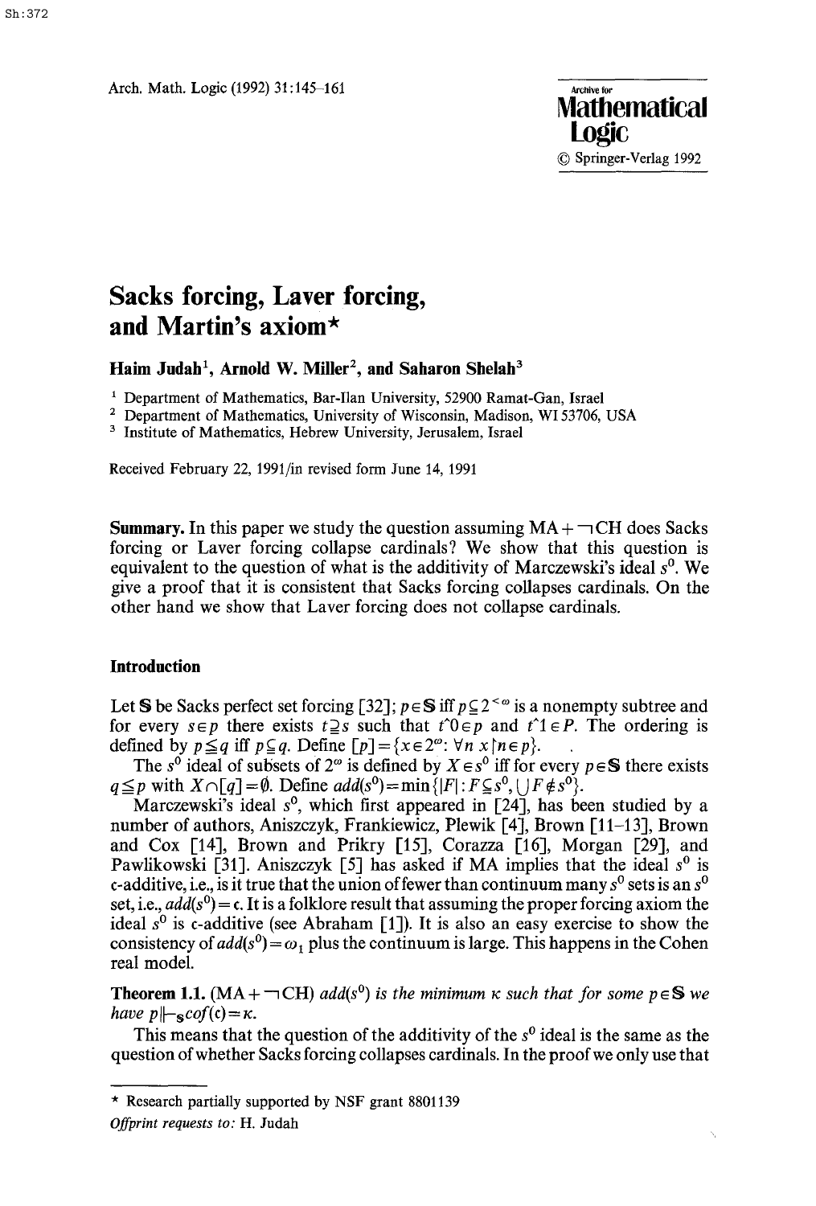# Sacks forcing, Laver forcing, and Martin's axiom*

**Haim Judah**[1], **Arnold W. Miller**[2], **and Saharon Shelah**[3]

[1] Department of Mathematics, Bar-Ilan University, 52900 Ramat-Gan, Israel
[2] Department of Mathematics, University of Wisconsin, Madison, WI 53706, USA
[3] Institute of Mathematics, Hebrew University, Jerusalem, Israel

Received February 22, 1991/in revised form June 14, 1991

**Summary.** In this paper we study the question assuming $MA + \neg CH$ does Sacks forcing or Laver forcing collapse cardinals? We show that this question is equivalent to the question of what is the additivity of Marczewski's ideal $s^0$. We give a proof that it is consistent that Sacks forcing collapses cardinals. On the other hand we show that Laver forcing does not collapse cardinals.

## Introduction

Let $\mathbb{S}$ be Sacks perfect set forcing [32]; $p \in \mathbb{S}$ iff $p \subseteq 2^{<\omega}$ is a nonempty subtree and for every $s \in p$ there exists $t \supseteq s$ such that $t^\frown 0 \in p$ and $t^\frown 1 \in P$. The ordering is defined by $p \leqq q$ iff $p \subseteq q$. Define $[p] = \{x \in 2^\omega : \forall n \; x \upharpoonright n \in p\}$.

The $s^0$ ideal of subsets of $2^\omega$ is defined by $X \in s^0$ iff for every $p \in \mathbb{S}$ there exists $q \leqq p$ with $X \cap [q] = \emptyset$. Define $add(s^0) = \min\{|F| : F \subseteq s^0, \bigcup F \notin s^0\}$.

Marczewski's ideal $s^0$, which first appeared in [24], has been studied by a number of authors, Aniszczyk, Frankiewicz, Plewik [4], Brown [11–13], Brown and Cox [14], Brown and Prikry [15], Corazza [16], Morgan [29], and Pawlikowski [31]. Aniszczyk [5] has asked if MA implies that the ideal $s^0$ is $\mathfrak{c}$-additive, i.e., is it true that the union of fewer than continuum many $s^0$ sets is an $s^0$ set, i.e., $add(s^0) = \mathfrak{c}$. It is a folklore result that assuming the proper forcing axiom the ideal $s^0$ is $\mathfrak{c}$-additive (see Abraham [1]). It is also an easy exercise to show the consistency of $add(s^0) = \omega_1$ plus the continuum is large. This happens in the Cohen real model.

**Theorem 1.1.** $(MA + \neg CH)$ *$add(s^0)$ is the minimum $\kappa$ such that for some $p \in \mathbb{S}$ we have $p \Vdash_{\mathbb{S}} cof(\mathfrak{c}) = \kappa$.*

This means that the question of the additivity of the $s^0$ ideal is the same as the question of whether Sacks forcing collapses cardinals. In the proof we only use that

---

* Research partially supported by NSF grant 8801139

*Offprint requests to:* H. Judah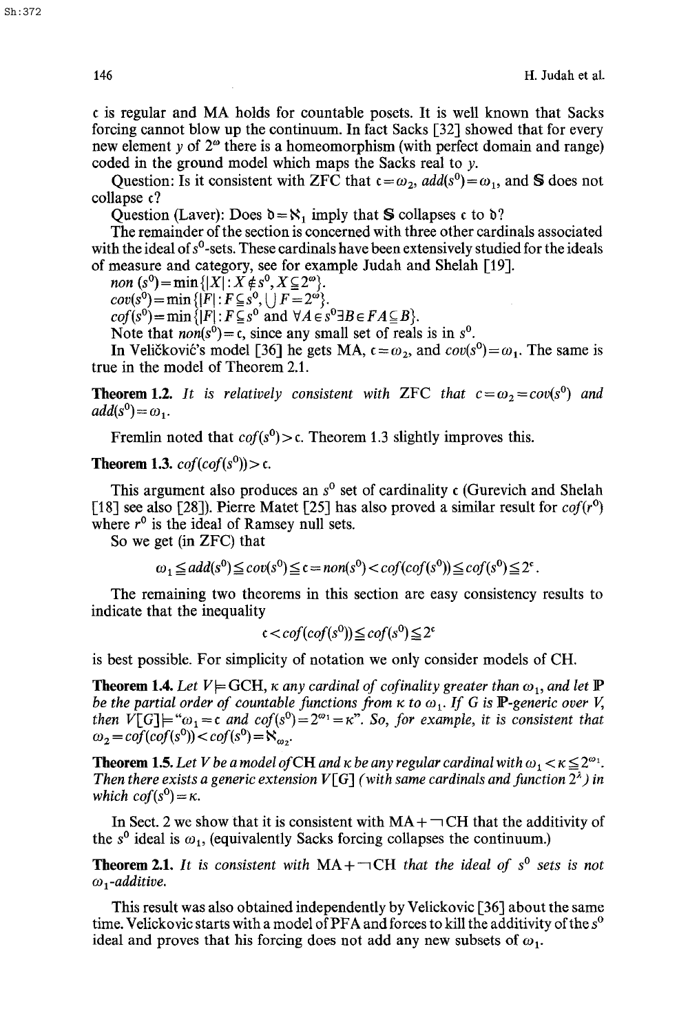$\mathfrak{c}$ is regular and MA holds for countable posets. It is well known that Sacks forcing cannot blow up the continuum. In fact Sacks [32] showed that for every new element $y$ of $2^\omega$ there is a homeomorphism (with perfect domain and range) coded in the ground model which maps the Sacks real to $y$.

Question: Is it consistent with ZFC that $\mathfrak{c}=\omega_2$, $add(s^0)=\omega_1$, and $\mathbb{S}$ does not collapse $\mathfrak{c}$?

Question (Laver): Does $\mathfrak{b}=\aleph_1$ imply that $\mathbb{S}$ collapses $\mathfrak{c}$ to $\mathfrak{b}$?

The remainder of the section is concerned with three other cardinals associated with the ideal of $s^0$-sets. These cardinals have been extensively studied for the ideals of measure and category, see for example Judah and Shelah [19].

$non(s^0)=\min\{|X|: X\notin s^0, X\subseteq 2^\omega\}$.

$cov(s^0)=\min\{|F|: F\subseteq s^0, \bigcup F=2^\omega\}$.

$cof(s^0)=\min\{|F|: F\subseteq s^0 \text{ and } \forall A\in s^0 \exists B\in F\, A\subseteq B\}$.

Note that $non(s^0)=\mathfrak{c}$, since any small set of reals is in $s^0$.

In Veličković's model [36] he gets MA, $\mathfrak{c}=\omega_2$, and $cov(s^0)=\omega_1$. The same is true in the model of Theorem 2.1.

**Theorem 1.2.** *It is relatively consistent with* ZFC *that* $\mathfrak{c}=\omega_2=cov(s^0)$ *and* $add(s^0)=\omega_1$.

Fremlin noted that $cof(s^0)>\mathfrak{c}$. Theorem 1.3 slightly improves this.

**Theorem 1.3.** $cof(cof(s^0))>\mathfrak{c}$.

This argument also produces an $s^0$ set of cardinality $\mathfrak{c}$ (Gurevich and Shelah [18] see also [28]). Pierre Matet [25] has also proved a similar result for $cof(r^0)$ where $r^0$ is the ideal of Ramsey null sets.

So we get (in ZFC) that

$$\omega_1\leqq add(s^0)\leqq cov(s^0)\leqq \mathfrak{c}=non(s^0)<cof(cof(s^0))\leqq cof(s^0)\leqq 2^{\mathfrak{c}}.$$

The remaining two theorems in this section are easy consistency results to indicate that the inequality

$$\mathfrak{c}<cof(cof(s^0))\leqq cof(s^0)\leqq 2^{\mathfrak{c}}$$

is best possible. For simplicity of notation we only consider models of CH.

**Theorem 1.4.** *Let* $V\models$ GCH, $\kappa$ *any cardinal of cofinality greater than* $\omega_1$, *and let* $\mathbb{P}$ *be the partial order of countable functions from* $\kappa$ *to* $\omega_1$. *If* $G$ *is* $\mathbb{P}$*-generic over* $V$, *then* $V[G]\models$"$\omega_1=\mathfrak{c}$ *and* $cof(s^0)=2^{\omega_1}=\kappa$". *So, for example, it is consistent that* $\omega_2=cof(cof(s^0))<cof(s^0)=\aleph_{\omega_2}$.

**Theorem 1.5.** *Let* $V$ *be a model of* CH *and* $\kappa$ *be any regular cardinal with* $\omega_1<\kappa\leqq 2^{\omega_1}$. *Then there exists a generic extension* $V[G]$ *(with same cardinals and function* $2^\lambda$*) in which* $cof(s^0)=\kappa$.

In Sect. 2 we show that it is consistent with MA$+\neg$CH that the additivity of the $s^0$ ideal is $\omega_1$, (equivalently Sacks forcing collapses the continuum.)

**Theorem 2.1.** *It is consistent with* MA$+\neg$CH *that the ideal of* $s^0$ *sets is not* $\omega_1$*-additive.*

This result was also obtained independently by Velickovic [36] about the same time. Velickovic starts with a model of PFA and forces to kill the additivity of the $s^0$ ideal and proves that his forcing does not add any new subsets of $\omega_1$.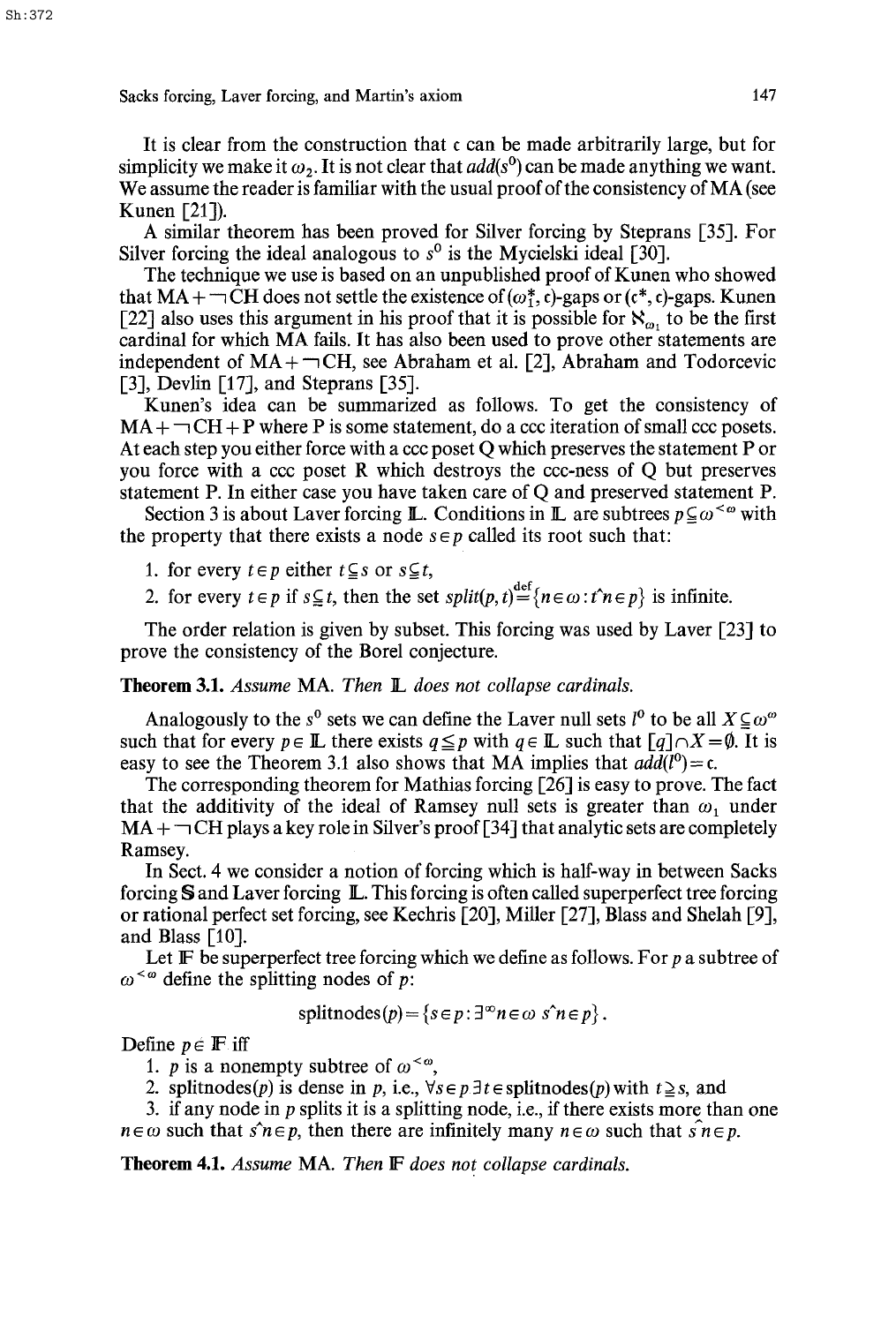It is clear from the construction that $\mathfrak{c}$ can be made arbitrarily large, but for simplicity we make it $\omega_2$. It is not clear that $add(s^0)$ can be made anything we want. We assume the reader is familiar with the usual proof of the consistency of MA (see Kunen [21]).

A similar theorem has been proved for Silver forcing by Steprans [35]. For Silver forcing the ideal analogous to $s^0$ is the Mycielski ideal [30].

The technique we use is based on an unpublished proof of Kunen who showed that MA + $\neg$CH does not settle the existence of $(\omega_1^*, \mathfrak{c})$-gaps or $(\mathfrak{c}^*, \mathfrak{c})$-gaps. Kunen [22] also uses this argument in his proof that it is possible for $\aleph_{\omega_1}$ to be the first cardinal for which MA fails. It has also been used to prove other statements are independent of MA + $\neg$CH, see Abraham et al. [2], Abraham and Todorcevic [3], Devlin [17], and Steprans [35].

Kunen's idea can be summarized as follows. To get the consistency of MA + $\neg$CH + P where P is some statement, do a ccc iteration of small ccc posets. At each step you either force with a ccc poset Q which preserves the statement P or you force with a ccc poset R which destroys the ccc-ness of Q but preserves statement P. In either case you have taken care of Q and preserved statement P.

Section 3 is about Laver forcing $\mathbb{L}$. Conditions in $\mathbb{L}$ are subtrees $p \subseteq \omega^{<\omega}$ with the property that there exists a node $s \in p$ called its root such that:

1. for every $t \in p$ either $t \subseteq s$ or $s \subseteq t$,
2. for every $t \in p$ if $s \subseteq t$, then the set $split(p, t) \stackrel{\text{def}}{=} \{n \in \omega : t\hat{\ }n \in p\}$ is infinite.

The order relation is given by subset. This forcing was used by Laver [23] to prove the consistency of the Borel conjecture.

**Theorem 3.1.** *Assume* MA. *Then* $\mathbb{L}$ *does not collapse cardinals.*

Analogously to the $s^0$ sets we can define the Laver null sets $l^0$ to be all $X \subseteq \omega^\omega$ such that for every $p \in \mathbb{L}$ there exists $q \leq p$ with $q \in \mathbb{L}$ such that $[q] \cap X = \emptyset$. It is easy to see the Theorem 3.1 also shows that MA implies that $add(l^0) = \mathfrak{c}$.

The corresponding theorem for Mathias forcing [26] is easy to prove. The fact that the additivity of the ideal of Ramsey null sets is greater than $\omega_1$ under MA + $\neg$CH plays a key role in Silver's proof [34] that analytic sets are completely Ramsey.

In Sect. 4 we consider a notion of forcing which is half-way in between Sacks forcing $\mathbb{S}$ and Laver forcing $\mathbb{L}$. This forcing is often called superperfect tree forcing or rational perfect set forcing, see Kechris [20], Miller [27], Blass and Shelah [9], and Blass [10].

Let $\mathbb{F}$ be superperfect tree forcing which we define as follows. For $p$ a subtree of $\omega^{<\omega}$ define the splitting nodes of $p$:

$$\text{splitnodes}(p) = \{s \in p : \exists^\infty n \in \omega \ s\hat{\ }n \in p\}.$$

Define $p \in \mathbb{F}$ iff

1. $p$ is a nonempty subtree of $\omega^{<\omega}$,
2. splitnodes($p$) is dense in $p$, i.e., $\forall s \in p \, \exists t \in \text{splitnodes}(p)$ with $t \supseteq s$, and
3. if any node in $p$ splits it is a splitting node, i.e., if there exists more than one $n \in \omega$ such that $s\hat{\ }n \in p$, then there are infinitely many $n \in \omega$ such that $s\hat{\ }n \in p$.

**Theorem 4.1.** *Assume* MA. *Then* $\mathbb{F}$ *does not collapse cardinals.*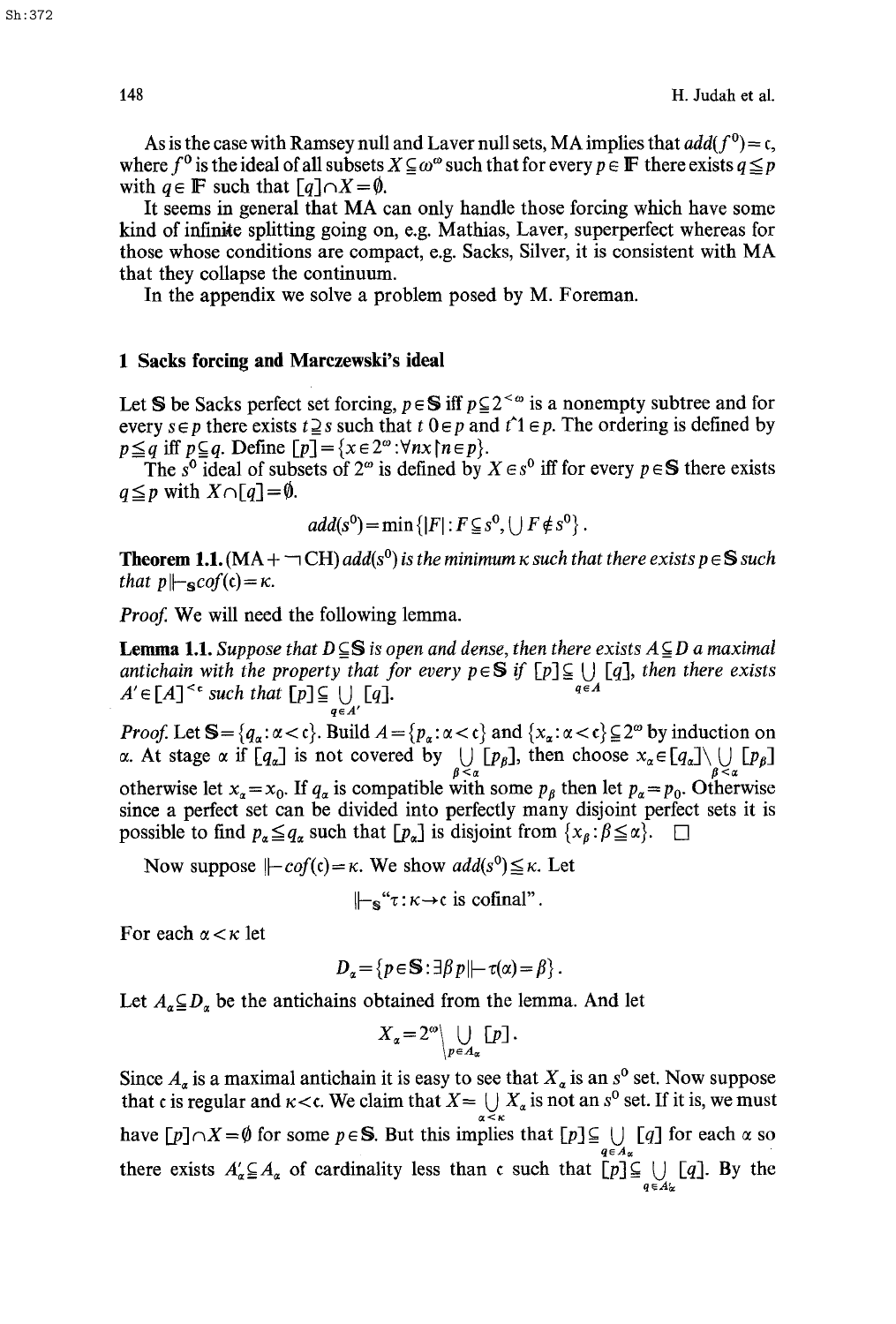As is the case with Ramsey null and Laver null sets, MA implies that $add(f^0) = \mathfrak{c}$, where $f^0$ is the ideal of all subsets $X \subseteq \omega^\omega$ such that for every $p \in \mathbb{F}$ there exists $q \leq p$ with $q \in \mathbb{F}$ such that $[q] \cap X = \emptyset$.

It seems in general that MA can only handle those forcing which have some kind of infinite splitting going on, e.g. Mathias, Laver, superperfect whereas for those whose conditions are compact, e.g. Sacks, Silver, it is consistent with MA that they collapse the continuum.

In the appendix we solve a problem posed by M. Foreman.

## 1 Sacks forcing and Marczewski's ideal

Let $\mathbb{S}$ be Sacks perfect set forcing, $p \in \mathbb{S}$ iff $p \subseteq 2^{<\omega}$ is a nonempty subtree and for every $s \in p$ there exists $t \supseteq s$ such that $t^\frown 0 \in p$ and $t^\frown 1 \in p$. The ordering is defined by $p \leq q$ iff $p \subseteq q$. Define $[p] = \{x \in 2^\omega : \forall n\, x \upharpoonright n \in p\}$.

The $s^0$ ideal of subsets of $2^\omega$ is defined by $X \in s^0$ iff for every $p \in \mathbb{S}$ there exists $q \leq p$ with $X \cap [q] = \emptyset$.

$$add(s^0) = \min\{|F| : F \subseteq s^0, \bigcup F \notin s^0\}.$$

**Theorem 1.1.** (MA $+ \neg$ CH) *$add(s^0)$ is the minimum $\kappa$ such that there exists $p \in \mathbb{S}$ such that $p \Vdash_{\mathbb{S}} cof(\mathfrak{c}) = \kappa$.*

*Proof.* We will need the following lemma.

**Lemma 1.1.** *Suppose that $D \subseteq \mathbb{S}$ is open and dense, then there exists $A \subseteq D$ a maximal antichain with the property that for every $p \in \mathbb{S}$ if $[p] \subseteq \bigcup_{q \in A} [q]$, then there exists $A' \in [A]^{<\mathfrak{c}}$ such that $[p] \subseteq \bigcup_{q \in A'} [q]$.*

*Proof.* Let $\mathbb{S} = \{q_\alpha : \alpha < \mathfrak{c}\}$. Build $A = \{p_\alpha : \alpha < \mathfrak{c}\}$ and $\{x_\alpha : \alpha < \mathfrak{c}\} \subseteq 2^\omega$ by induction on $\alpha$. At stage $\alpha$ if $[q_\alpha]$ is not covered by $\bigcup_{\beta < \alpha} [p_\beta]$, then choose $x_\alpha \in [q_\alpha] \setminus \bigcup_{\beta < \alpha} [p_\beta]$ otherwise let $x_\alpha = x_0$. If $q_\alpha$ is compatible with some $p_\beta$ then let $p_\alpha = p_0$. Otherwise since a perfect set can be divided into perfectly many disjoint perfect sets it is possible to find $p_\alpha \leq q_\alpha$ such that $[p_\alpha]$ is disjoint from $\{x_\beta : \beta \leq \alpha\}$. $\square$

Now suppose $\Vdash cof(\mathfrak{c}) = \kappa$. We show $add(s^0) \leq \kappa$. Let

$$\Vdash_{\mathbb{S}} \text{"}\tau : \kappa \to \mathfrak{c} \text{ is cofinal"}.$$

For each $\alpha < \kappa$ let

$$D_\alpha = \{p \in \mathbb{S} : \exists \beta\, p \Vdash \tau(\alpha) = \beta\}.$$

Let $A_\alpha \subseteq D_\alpha$ be the antichains obtained from the lemma. And let

$$X_\alpha = 2^\omega \setminus \bigcup_{p \in A_\alpha} [p].$$

Since $A_\alpha$ is a maximal antichain it is easy to see that $X_\alpha$ is an $s^0$ set. Now suppose that $\mathfrak{c}$ is regular and $\kappa < \mathfrak{c}$. We claim that $X = \bigcup_{\alpha < \kappa} X_\alpha$ is not an $s^0$ set. If it is, we must have $[p] \cap X = \emptyset$ for some $p \in \mathbb{S}$. But this implies that $[p] \subseteq \bigcup_{q \in A_\alpha} [q]$ for each $\alpha$ so there exists $A'_\alpha \subseteq A_\alpha$ of cardinality less than $\mathfrak{c}$ such that $[p] \subseteq \bigcup_{q \in A'_\alpha} [q]$. By the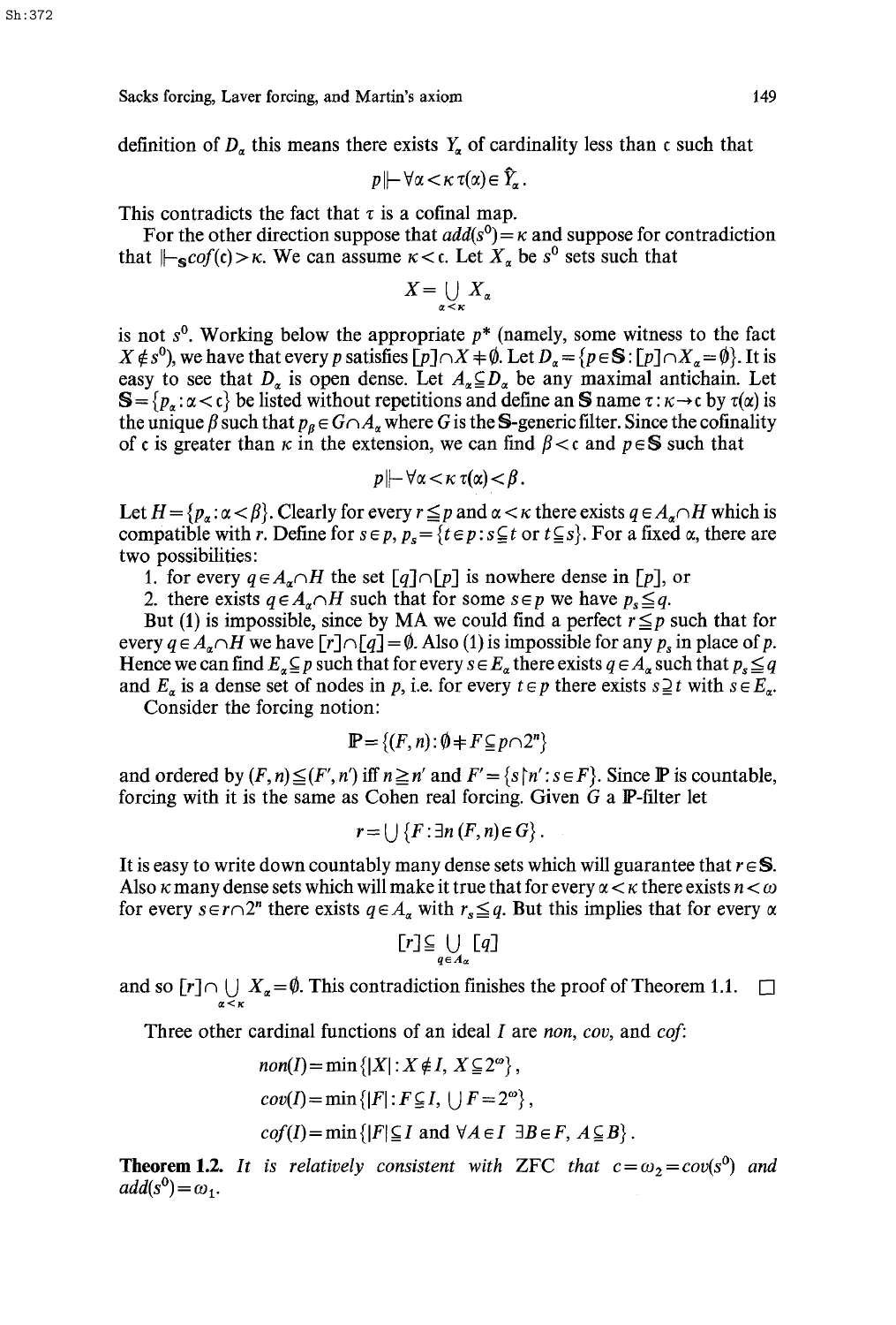definition of $D_\alpha$ this means there exists $Y_\alpha$ of cardinality less than $\mathfrak{c}$ such that

$$p \Vdash \forall \alpha < \kappa \, \tau(\alpha) \in \hat{Y}_\alpha .$$

This contradicts the fact that $\tau$ is a cofinal map.

For the other direction suppose that $add(s^0) = \kappa$ and suppose for contradiction that $\Vdash_{\mathbb{S}} cof(\mathfrak{c}) > \kappa$. We can assume $\kappa < \mathfrak{c}$. Let $X_\alpha$ be $s^0$ sets such that

$$X = \bigcup_{\alpha < \kappa} X_\alpha$$

is not $s^0$. Working below the appropriate $p^*$ (namely, some witness to the fact $X \notin s^0$), we have that every $p$ satisfies $[p] \cap X \neq \emptyset$. Let $D_\alpha = \{p \in \mathbb{S} : [p] \cap X_\alpha = \emptyset\}$. It is easy to see that $D_\alpha$ is open dense. Let $A_\alpha \subseteq D_\alpha$ be any maximal antichain. Let $\mathbb{S} = \{p_\alpha : \alpha < \mathfrak{c}\}$ be listed without repetitions and define an $\mathbb{S}$ name $\tau : \kappa \to \mathfrak{c}$ by $\tau(\alpha)$ is the unique $\beta$ such that $p_\beta \in G \cap A_\alpha$ where $G$ is the $\mathbb{S}$-generic filter. Since the cofinality of $\mathfrak{c}$ is greater than $\kappa$ in the extension, we can find $\beta < \mathfrak{c}$ and $p \in \mathbb{S}$ such that

$$p \Vdash \forall \alpha < \kappa \, \tau(\alpha) < \beta .$$

Let $H = \{p_\alpha : \alpha < \beta\}$. Clearly for every $r \leq p$ and $\alpha < \kappa$ there exists $q \in A_\alpha \cap H$ which is compatible with $r$. Define for $s \in p$, $p_s = \{t \in p : s \subseteq t \text{ or } t \subseteq s\}$. For a fixed $\alpha$, there are two possibilities:

1. for every $q \in A_\alpha \cap H$ the set $[q] \cap [p]$ is nowhere dense in $[p]$, or
2. there exists $q \in A_\alpha \cap H$ such that for some $s \in p$ we have $p_s \leq q$.

But (1) is impossible, since by MA we could find a perfect $r \leq p$ such that for every $q \in A_\alpha \cap H$ we have $[r] \cap [q] = \emptyset$. Also (1) is impossible for any $p_s$ in place of $p$. Hence we can find $E_\alpha \subseteq p$ such that for every $s \in E_\alpha$ there exists $q \in A_\alpha$ such that $p_s \leq q$ and $E_\alpha$ is a dense set of nodes in $p$, i.e. for every $t \in p$ there exists $s \supseteq t$ with $s \in E_\alpha$.

Consider the forcing notion:

$$\mathbb{P} = \{(F, n) : \emptyset \neq F \subseteq p \cap 2^n\}$$

and ordered by $(F, n) \leq (F', n')$ iff $n \geq n'$ and $F' = \{s \restriction n' : s \in F\}$. Since $\mathbb{P}$ is countable, forcing with it is the same as Cohen real forcing. Given $G$ a $\mathbb{P}$-filter let

$$r = \bigcup \{F : \exists n \, (F, n) \in G\} .$$

It is easy to write down countably many dense sets which will guarantee that $r \in \mathbb{S}$. Also $\kappa$ many dense sets which will make it true that for every $\alpha < \kappa$ there exists $n < \omega$ for every $s \in r \cap 2^n$ there exists $q \in A_\alpha$ with $r_s \leq q$. But this implies that for every $\alpha$

$$[r] \subseteq \bigcup_{q \in A_\alpha} [q]$$

and so $[r] \cap \bigcup_{\alpha < \kappa} X_\alpha = \emptyset$. This contradiction finishes the proof of Theorem 1.1. $\square$

Three other cardinal functions of an ideal $I$ are *non*, *cov*, and *cof*:

$$non(I) = \min\{|X| : X \notin I, \, X \subseteq 2^\omega\},$$

$$cov(I) = \min\{|F| : F \subseteq I, \, \bigcup F = 2^\omega\},$$

$$cof(I) = \min\{|F| \subseteq I \text{ and } \forall A \in I \;\exists B \in F, \, A \subseteq B\}.$$

**Theorem 1.2.** *It is relatively consistent with ZFC that* $\mathfrak{c} = \omega_2 = cov(s^0)$ *and* $add(s^0) = \omega_1$.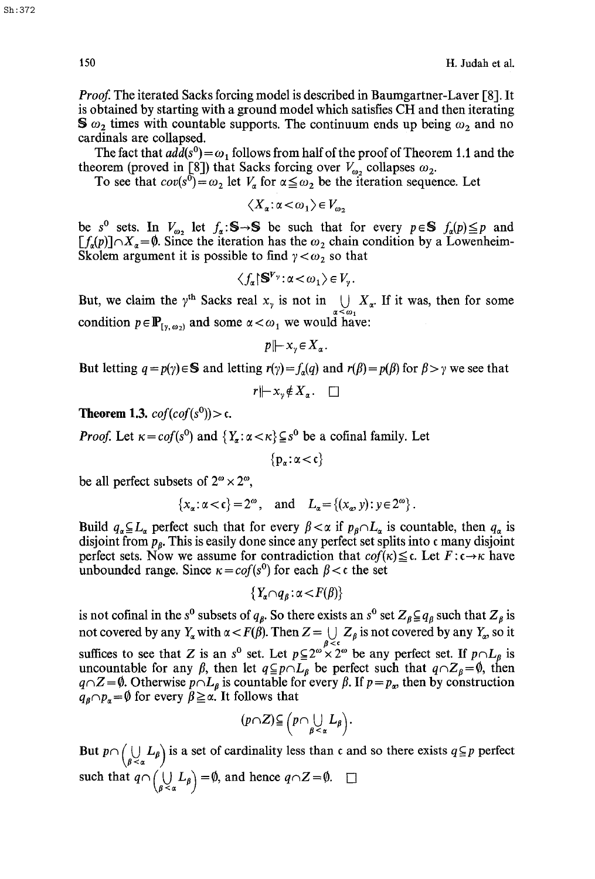*Proof.* The iterated Sacks forcing model is described in Baumgartner-Laver [8]. It is obtained by starting with a ground model which satisfies CH and then iterating $\mathbb{S}$ $\omega_2$ times with countable supports. The continuum ends up being $\omega_2$ and no cardinals are collapsed.

The fact that $add(s^0)=\omega_1$ follows from half of the proof of Theorem 1.1 and the theorem (proved in [8]) that Sacks forcing over $V_{\omega_2}$ collapses $\omega_2$.

To see that $cov(s^0)=\omega_2$ let $V_\alpha$ for $\alpha\leq\omega_2$ be the iteration sequence. Let

$$\langle X_\alpha:\alpha<\omega_1\rangle\in V_{\omega_2}$$

be $s^0$ sets. In $V_{\omega_2}$ let $f_\alpha:\mathbb{S}\to\mathbb{S}$ be such that for every $p\in\mathbb{S}$ $f_\alpha(p)\leq p$ and $[f_\alpha(p)]\cap X_\alpha=\emptyset$. Since the iteration has the $\omega_2$ chain condition by a Lowenheim-Skolem argument it is possible to find $\gamma<\omega_2$ so that

$$\langle f_\alpha\restriction\mathbb{S}^{V_\gamma}:\alpha<\omega_1\rangle\in V_\gamma.$$

But, we claim the $\gamma^{\text{th}}$ Sacks real $x_\gamma$ is not in $\bigcup_{\alpha<\omega_1} X_\alpha$. If it was, then for some condition $p\in\mathbb{P}_{[\gamma,\omega_2)}$ and some $\alpha<\omega_1$ we would have:

$$p\Vdash x_\gamma\in X_\alpha.$$

But letting $q=p(\gamma)\in\mathbb{S}$ and letting $r(\gamma)=f_\alpha(q)$ and $r(\beta)=p(\beta)$ for $\beta>\gamma$ we see that

$$r\Vdash x_\gamma\notin X_\alpha.\quad\Box$$

**Theorem 1.3.** *$cof(cof(s^0))>\mathfrak{c}$.*

*Proof.* Let $\kappa=cof(s^0)$ and $\{Y_\alpha:\alpha<\kappa\}\subseteq s^0$ be a cofinal family. Let

$$\{p_\alpha:\alpha<\mathfrak{c}\}$$

be all perfect subsets of $2^\omega\times 2^\omega$,

$$\{x_\alpha:\alpha<\mathfrak{c}\}=2^\omega,\quad\text{and}\quad L_\alpha=\{(x_\alpha,y):y\in 2^\omega\}.$$

Build $q_\alpha\subseteq L_\alpha$ perfect such that for every $\beta<\alpha$ if $p_\beta\cap L_\alpha$ is countable, then $q_\alpha$ is disjoint from $p_\beta$. This is easily done since any perfect set splits into $\mathfrak{c}$ many disjoint perfect sets. Now we assume for contradiction that $cof(\kappa)\leq\mathfrak{c}$. Let $F:\mathfrak{c}\to\kappa$ have unbounded range. Since $\kappa=cof(s^0)$ for each $\beta<\mathfrak{c}$ the set

$$\{Y_\alpha\cap q_\beta:\alpha<F(\beta)\}$$

is not cofinal in the $s^0$ subsets of $q_\beta$. So there exists an $s^0$ set $Z_\beta\subseteq q_\beta$ such that $Z_\beta$ is not covered by any $Y_\alpha$ with $\alpha<F(\beta)$. Then $Z=\bigcup_{\beta<\mathfrak{c}} Z_\beta$ is not covered by any $Y_\alpha$, so it suffices to see that $Z$ is an $s^0$ set. Let $p\subseteq 2^\omega\times 2^\omega$ be any perfect set. If $p\cap L_\beta$ is uncountable for any $\beta$, then let $q\subseteq p\cap L_\beta$ be perfect such that $q\cap Z_\beta=\emptyset$, then $q\cap Z=\emptyset$. Otherwise $p\cap L_\beta$ is countable for every $\beta$. If $p=p_\alpha$, then by construction $q_\beta\cap p_\alpha=\emptyset$ for every $\beta\geq\alpha$. It follows that

$$(p\cap Z)\subseteq\Big(p\cap\bigcup_{\beta<\alpha}L_\beta\Big).$$

But $p\cap\Big(\bigcup_{\beta<\alpha}L_\beta\Big)$ is a set of cardinality less than $\mathfrak{c}$ and so there exists $q\subseteq p$ perfect such that $q\cap\Big(\bigcup_{\beta<\alpha}L_\beta\Big)=\emptyset$, and hence $q\cap Z=\emptyset$. $\Box$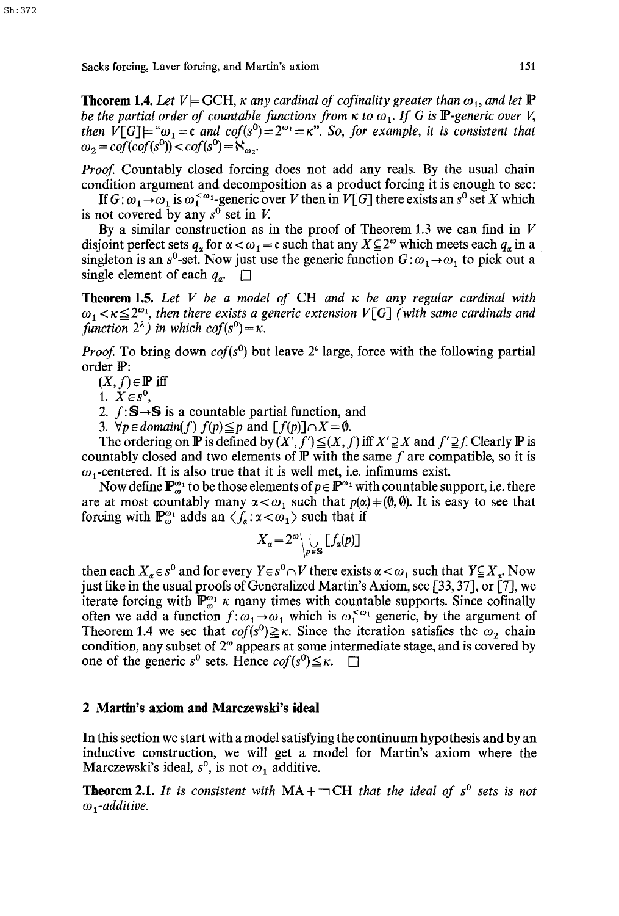**Theorem 1.4.** *Let $V \models$ GCH, $\kappa$ any cardinal of cofinality greater than $\omega_1$, and let $\mathbb{P}$ be the partial order of countable functions from $\kappa$ to $\omega_1$. If $G$ is $\mathbb{P}$-generic over $V$, then $V[G] \models$ "$\omega_1 = \mathfrak{c}$ and $cof(s^0) = 2^{\omega_1} = \kappa$". So, for example, it is consistent that $\omega_2 = cof(cof(s^0)) < cof(s^0) = \aleph_{\omega_2}$.*

*Proof.* Countably closed forcing does not add any reals. By the usual chain condition argument and decomposition as a product forcing it is enough to see:

If $G: \omega_1 \to \omega_1$ is $\omega_1^{<\omega_1}$-generic over $V$ then in $V[G]$ there exists an $s^0$ set $X$ which is not covered by any $s^0$ set in $V$.

By a similar construction as in the proof of Theorem 1.3 we can find in $V$ disjoint perfect sets $q_\alpha$ for $\alpha < \omega_1 = \mathfrak{c}$ such that any $X \subseteq 2^\omega$ which meets each $q_\alpha$ in a singleton is an $s^0$-set. Now just use the generic function $G: \omega_1 \to \omega_1$ to pick out a single element of each $q_\alpha$. $\square$

**Theorem 1.5.** *Let $V$ be a model of CH and $\kappa$ be any regular cardinal with $\omega_1 < \kappa \leq 2^{\omega_1}$, then there exists a generic extension $V[G]$ (with same cardinals and function $2^\lambda$) in which $cof(s^0) = \kappa$.*

*Proof.* To bring down $cof(s^0)$ but leave $2^\mathfrak{c}$ large, force with the following partial order $\mathbb{P}$:

$(X, f) \in \mathbb{P}$ iff

1. $X \in s^0$,
2. $f: \mathbb{S} \to \mathbb{S}$ is a countable partial function, and
3. $\forall p \in domain(f)$ $f(p) \leq p$ and $[f(p)] \cap X = \emptyset$.

The ordering on $\mathbb{P}$ is defined by $(X', f') \leq (X, f)$ iff $X' \supseteq X$ and $f' \supseteq f$. Clearly $\mathbb{P}$ is countably closed and two elements of $\mathbb{P}$ with the same $f$ are compatible, so it is $\omega_1$-centered. It is also true that it is well met, i.e. infimums exist.

Now define $\mathbb{P}_\omega^{\omega_1}$ to be those elements of $p \in \mathbb{P}^{\omega_1}$ with countable support, i.e. there are at most countably many $\alpha < \omega_1$ such that $p(\alpha) \neq (\emptyset, \emptyset)$. It is easy to see that forcing with $\mathbb{P}_\omega^{\omega_1}$ adds an $\langle f_\alpha : \alpha < \omega_1 \rangle$ such that if

$$X_\alpha = 2^\omega \setminus \bigcup_{p \in \mathbb{S}} [f_\alpha(p)]$$

then each $X_\alpha \in s^0$ and for every $Y \in s^0 \cap V$ there exists $\alpha < \omega_1$ such that $Y \subseteq X_\alpha$. Now just like in the usual proofs of Generalized Martin's Axiom, see [33, 37], or [7], we iterate forcing with $\mathbb{P}_\omega^{\omega_1}$ $\kappa$ many times with countable supports. Since cofinally often we add a function $f: \omega_1 \to \omega_1$ which is $\omega_1^{<\omega_1}$ generic, by the argument of Theorem 1.4 we see that $cof(s^0) \geq \kappa$. Since the iteration satisfies the $\omega_2$ chain condition, any subset of $2^\omega$ appears at some intermediate stage, and is covered by one of the generic $s^0$ sets. Hence $cof(s^0) \leq \kappa$. $\square$

## 2 Martin's axiom and Marczewski's ideal

In this section we start with a model satisfying the continuum hypothesis and by an inductive construction, we will get a model for Martin's axiom where the Marczewski's ideal, $s^0$, is not $\omega_1$ additive.

**Theorem 2.1.** *It is consistent with MA + $\neg$CH that the ideal of $s^0$ sets is not $\omega_1$-additive.*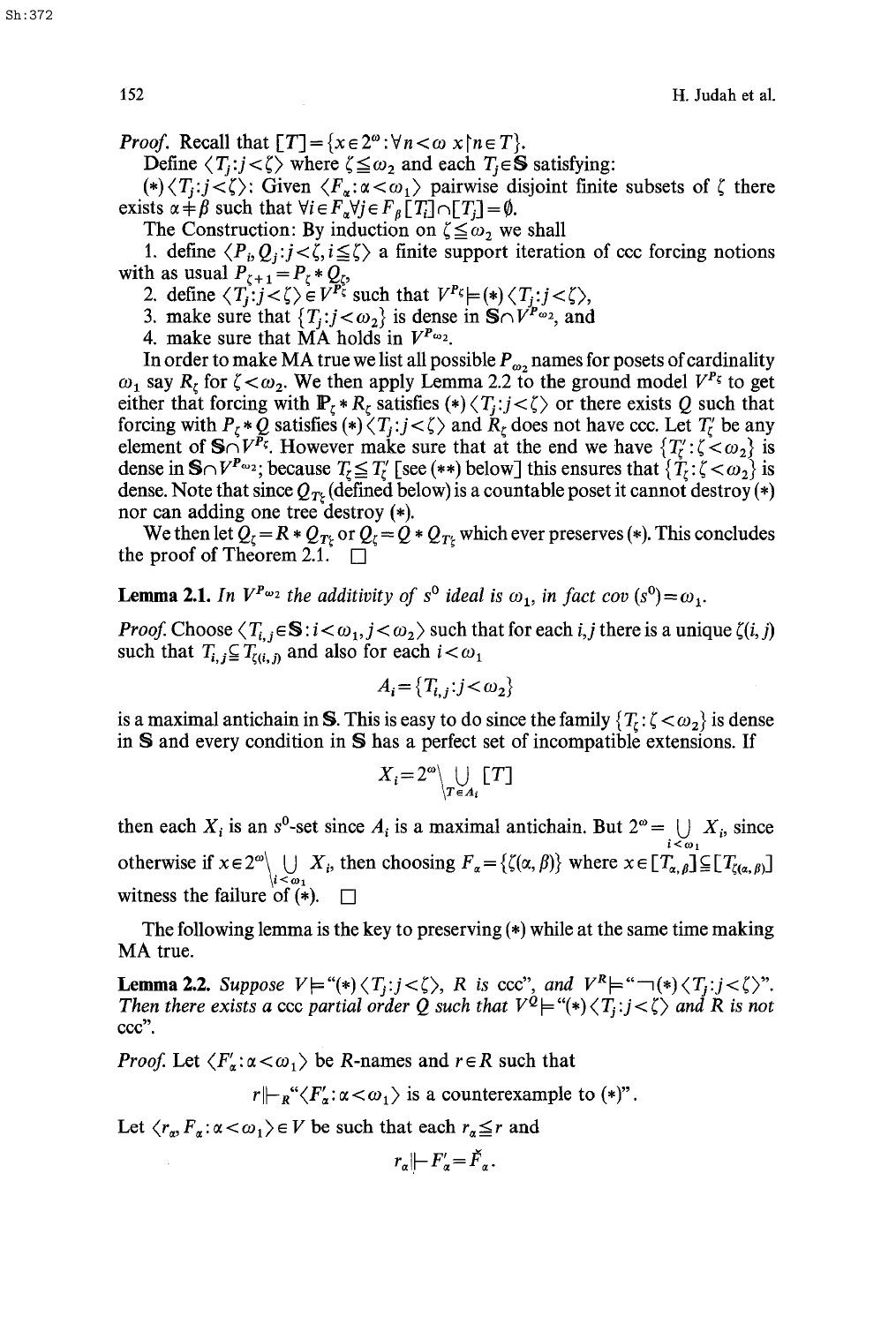*Proof.* Recall that $[T]=\{x\in 2^\omega:\forall n<\omega\ x\restriction n\in T\}$.

Define $\langle T_j:j<\zeta\rangle$ where $\zeta\leqq\omega_2$ and each $T_j\in\mathbb{S}$ satisfying:

$(*)\langle T_j:j<\zeta\rangle$: Given $\langle F_\alpha:\alpha<\omega_1\rangle$ pairwise disjoint finite subsets of $\zeta$ there exists $\alpha\neq\beta$ such that $\forall i\in F_\alpha\forall j\in F_\beta\,[T_i]\cap[T_j]=\emptyset$.

The Construction: By induction on $\zeta\leqq\omega_2$ we shall

1. define $\langle P_i,Q_j:j<\zeta,i\leqq\zeta\rangle$ a finite support iteration of ccc forcing notions with as usual $P_{\zeta+1}=P_\zeta*Q_\zeta$,
2. define $\langle T_j:j<\zeta\rangle\in V^{P_\zeta}$ such that $V^{P_\zeta}\models(*)\langle T_j:j<\zeta\rangle$,
3. make sure that $\{T_j:j<\omega_2\}$ is dense in $\mathbb{S}\cap V^{P_{\omega_2}}$, and
4. make sure that MA holds in $V^{P_{\omega_2}}$.

In order to make MA true we list all possible $P_{\omega_2}$ names for posets of cardinality $\omega_1$ say $R_\zeta$ for $\zeta<\omega_2$. We then apply Lemma 2.2 to the ground model $V^{P_\zeta}$ to get either that forcing with $\mathbb{P}_\zeta*R_\zeta$ satisfies $(*)\langle T_j:j<\zeta\rangle$ or there exists $Q$ such that forcing with $P_\zeta*Q$ satisfies $(*)\langle T_j:j<\zeta\rangle$ and $R_\zeta$ does not have ccc. Let $T'_\zeta$ be any element of $\mathbb{S}\cap V^{P_\zeta}$. However make sure that at the end we have $\{T'_\zeta:\zeta<\omega_2\}$ is dense in $\mathbb{S}\cap V^{P_{\omega_2}}$; because $T_\zeta\leqq T'_\zeta$ [see $(**)$ below] this ensures that $\{T_\zeta:\zeta<\omega_2\}$ is dense. Note that since $Q_{T_\zeta}$ (defined below) is a countable poset it cannot destroy $(*)$ nor can adding one tree destroy $(*)$.

We then let $Q_\zeta=R*Q_{T'_\zeta}$ or $Q_\zeta=Q*Q_{T'_\zeta}$ which ever preserves $(*)$. This concludes the proof of Theorem 2.1. $\square$

**Lemma 2.1.** *In $V^{P_{\omega_2}}$ the additivity of $s^0$ ideal is $\omega_1$, in fact cov $(s^0)=\omega_1$.*

*Proof.* Choose $\langle T_{i,j}\in\mathbb{S}:i<\omega_1,j<\omega_2\rangle$ such that for each $i,j$ there is a unique $\zeta(i,j)$ such that $T_{i,j}\subseteq T_{\zeta(i,j)}$ and also for each $i<\omega_1$

$$A_i=\{T_{i,j}:j<\omega_2\}$$

is a maximal antichain in $\mathbb{S}$. This is easy to do since the family $\{T_\zeta:\zeta<\omega_2\}$ is dense in $\mathbb{S}$ and every condition in $\mathbb{S}$ has a perfect set of incompatible extensions. If

$$X_i=2^\omega\setminus\bigcup_{T\in A_i}[T]$$

then each $X_i$ is an $s^0$-set since $A_i$ is a maximal antichain. But $2^\omega=\bigcup_{i<\omega_1}X_i$, since otherwise if $x\in 2^\omega\setminus\bigcup_{i<\omega_1}X_i$, then choosing $F_\alpha=\{\zeta(\alpha,\beta)\}$ where $x\in[T_{\alpha,\beta}]\subseteq[T_{\zeta(\alpha,\beta)}]$ witness the failure of $(*)$. $\square$

The following lemma is the key to preserving $(*)$ while at the same time making MA true.

**Lemma 2.2.** *Suppose $V\models$"$(*)\langle T_j:j<\zeta\rangle$, $R$ is ccc", and $V^R\models$"$\neg(*)\langle T_j:j<\zeta\rangle$". Then there exists a ccc partial order $Q$ such that $V^Q\models$"$(*)\langle T_j:j<\zeta\rangle$ and $R$ is not ccc".*

*Proof.* Let $\langle F'_\alpha:\alpha<\omega_1\rangle$ be $R$-names and $r\in R$ such that

$$r\Vdash_R\text{"}\langle F'_\alpha:\alpha<\omega_1\rangle\text{ is a counterexample to }(*)\text{"}.$$

Let $\langle r_\alpha,F_\alpha:\alpha<\omega_1\rangle\in V$ be such that each $r_\alpha\leqq r$ and

$$r_\alpha\Vdash F'_\alpha=\check{F}_\alpha.$$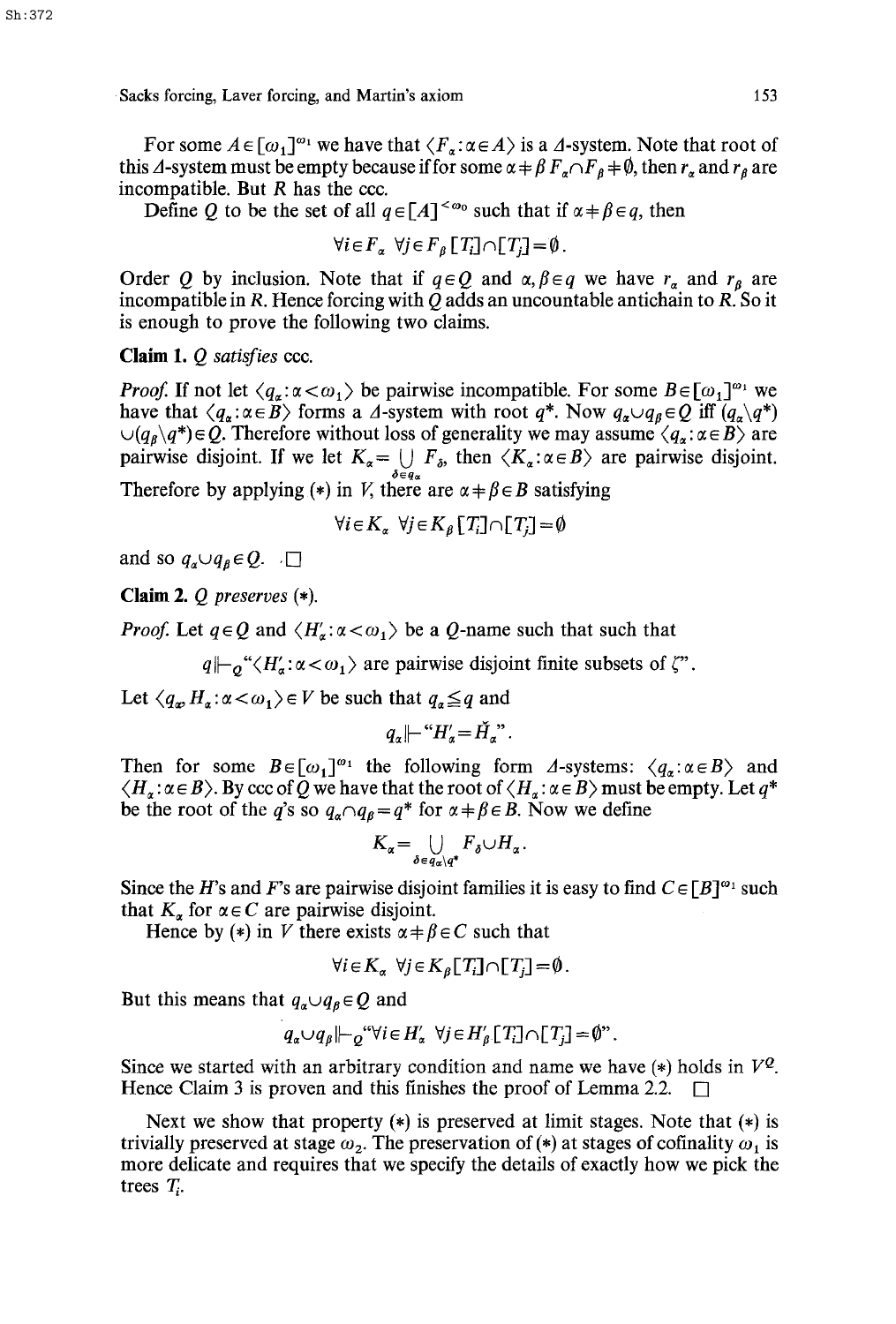For some $A \in [\omega_1]^{\omega_1}$ we have that $\langle F_\alpha : \alpha \in A \rangle$ is a $\Delta$-system. Note that root of this $\Delta$-system must be empty because if for some $\alpha \neq \beta$ $F_\alpha \cap F_\beta \neq \emptyset$, then $r_\alpha$ and $r_\beta$ are incompatible. But $R$ has the ccc.

Define $Q$ to be the set of all $q \in [A]^{<\omega_0}$ such that if $\alpha \neq \beta \in q$, then

$$\forall i \in F_\alpha \ \forall j \in F_\beta \ [T_i] \cap [T_j] = \emptyset.$$

Order $Q$ by inclusion. Note that if $q \in Q$ and $\alpha, \beta \in q$ we have $r_\alpha$ and $r_\beta$ are incompatible in $R$. Hence forcing with $Q$ adds an uncountable antichain to $R$. So it is enough to prove the following two claims.

**Claim 1.** *$Q$ satisfies* ccc.

*Proof.* If not let $\langle q_\alpha : \alpha < \omega_1 \rangle$ be pairwise incompatible. For some $B \in [\omega_1]^{\omega_1}$ we have that $\langle q_\alpha : \alpha \in B \rangle$ forms a $\Delta$-system with root $q^*$. Now $q_\alpha \cup q_\beta \in Q$ iff $(q_\alpha \setminus q^*) \cup (q_\beta \setminus q^*) \in Q$. Therefore without loss of generality we may assume $\langle q_\alpha : \alpha \in B \rangle$ are pairwise disjoint. If we let $K_\alpha = \bigcup_{\delta \in q_\alpha} F_\delta$, then $\langle K_\alpha : \alpha \in B \rangle$ are pairwise disjoint. Therefore by applying (*) in $V$, there are $\alpha \neq \beta \in B$ satisfying

$$\forall i \in K_\alpha \ \forall j \in K_\beta \ [T_i] \cap [T_j] = \emptyset$$

and so $q_\alpha \cup q_\beta \in Q$. $\square$

**Claim 2.** *$Q$ preserves* (*).

*Proof.* Let $q \in Q$ and $\langle H'_\alpha : \alpha < \omega_1 \rangle$ be a $Q$-name such that such that

$$q \Vdash_Q \text{"}\langle H'_\alpha : \alpha < \omega_1 \rangle \text{ are pairwise disjoint finite subsets of } \zeta\text{"}.$$

Let $\langle q_\alpha, H_\alpha : \alpha < \omega_1 \rangle \in V$ be such that $q_\alpha \leq q$ and

$$q_\alpha \Vdash \text{"}H'_\alpha = \check{H}_\alpha\text{"}.$$

Then for some $B \in [\omega_1]^{\omega_1}$ the following form $\Delta$-systems: $\langle q_\alpha : \alpha \in B \rangle$ and $\langle H_\alpha : \alpha \in B \rangle$. By ccc of $Q$ we have that the root of $\langle H_\alpha : \alpha \in B \rangle$ must be empty. Let $q^*$ be the root of the $q$'s so $q_\alpha \cap q_\beta = q^*$ for $\alpha \neq \beta \in B$. Now we define

$$K_\alpha = \bigcup_{\delta \in q_\alpha \setminus q^*} F_\delta \cup H_\alpha.$$

Since the $H$'s and $F$'s are pairwise disjoint families it is easy to find $C \in [B]^{\omega_1}$ such that $K_\alpha$ for $\alpha \in C$ are pairwise disjoint.

Hence by (*) in $V$ there exists $\alpha \neq \beta \in C$ such that

$$\forall i \in K_\alpha \ \forall j \in K_\beta \ [T_i] \cap [T_j] = \emptyset.$$

But this means that $q_\alpha \cup q_\beta \in Q$ and

$$q_\alpha \cup q_\beta \Vdash_Q \text{"}\forall i \in H'_\alpha \ \forall j \in H'_\beta \ [T_i] \cap [T_j] = \emptyset\text{"}.$$

Since we started with an arbitrary condition and name we have (*) holds in $V^Q$. Hence Claim 3 is proven and this finishes the proof of Lemma 2.2. $\square$

Next we show that property (*) is preserved at limit stages. Note that (*) is trivially preserved at stage $\omega_2$. The preservation of (*) at stages of cofinality $\omega_1$ is more delicate and requires that we specify the details of exactly how we pick the trees $T_i$.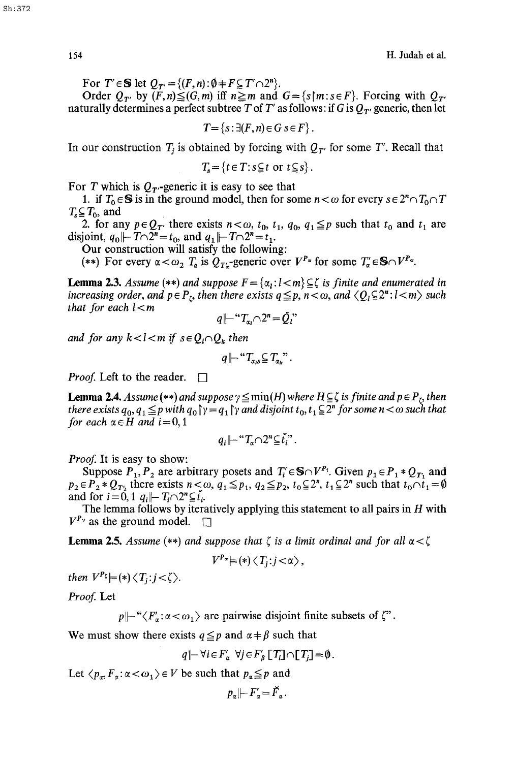For $T' \in \mathbb{S}$ let $Q_{T'} = \{(F,n) : \emptyset \neq F \subseteq T' \cap 2^n\}$.

Order $Q_{T'}$ by $(F,n) \leq (G,m)$ iff $n \geq m$ and $G = \{s \restriction m : s \in F\}$. Forcing with $Q_{T'}$ naturally determines a perfect subtree $T$ of $T'$ as follows: if $G$ is $Q_{T'}$ generic, then let

$$T = \{s : \exists (F,n) \in G \; s \in F\}.$$

In our construction $T_j$ is obtained by forcing with $Q_{T'}$ for some $T'$. Recall that

$$T_s = \{t \in T : s \subseteq t \text{ or } t \subseteq s\}.$$

For $T$ which is $Q_{T'}$-generic it is easy to see that

1. if $T_0 \in \mathbb{S}$ is in the ground model, then for some $n < \omega$ for every $s \in 2^n \cap T_0 \cap T$ $T_s \subseteq T_0$, and
2. for any $p \in Q_{T'}$ there exists $n < \omega$, $t_0$, $t_1$, $q_0$, $q_1 \leq p$ such that $t_0$ and $t_1$ are disjoint, $q_0 \Vdash T \cap 2^n = t_0$, and $q_1 \Vdash T \cap 2^n = t_1$.

Our construction will satisfy the following:

(**) For every $\alpha < \omega_2$ $T_\alpha$ is $Q_{T'_\alpha}$-generic over $V^{P_\alpha}$ for some $T'_\alpha \in \mathbb{S} \cap V^{P_\alpha}$.

**Lemma 2.3.** *Assume* (**) *and suppose $F = \{\alpha_l : l < m\} \subseteq \zeta$ is finite and enumerated in increasing order, and $p \in P_\zeta$, then there exists $q \leq p$, $n < \omega$, and $\langle Q_l \subseteq 2^n : l < m \rangle$ such that for each $l < m$*

$$q \Vdash \text{``} T_{\alpha_l} \cap 2^n = \check{Q}_l \text{''}$$

*and for any $k < l < m$ if $s \in Q_l \cap Q_k$ then*

$$q \Vdash \text{``} T_{\alpha_l s} \subseteq T_{\alpha_k} \text{''}.$$

*Proof.* Left to the reader. $\square$

**Lemma 2.4.** *Assume* (**) *and suppose $\gamma \leq \min(H)$ where $H \subseteq \zeta$ is finite and $p \in P_\zeta$, then there exists $q_0, q_1 \leq p$ with $q_0 \restriction \gamma = q_1 \restriction \gamma$ and disjoint $t_0, t_1 \subseteq 2^n$ for some $n < \omega$ such that for each $\alpha \in H$ and $i = 0, 1$*

$$q_i \Vdash \text{``} T_\alpha \cap 2^n \subseteq \check{t}_i \text{''}.$$

*Proof.* It is easy to show:

Suppose $P_1, P_2$ are arbitrary posets and $T'_i \in \mathbb{S} \cap V^{P_i}$. Given $p_1 \in P_1 * Q_{T_1}$ and $p_2 \in P_2 * Q_{T_2}$ there exists $n < \omega$, $q_1 \leq p_1$, $q_2 \leq p_2$, $t_0 \subseteq 2^n$, $t_1 \subseteq 2^n$ such that $t_0 \cap t_1 = \emptyset$ and for $i = 0, 1$ $q_i \Vdash T_i \cap 2^n \subseteq \check{t}_i$.

The lemma follows by iteratively applying this statement to all pairs in $H$ with $V^{P_\gamma}$ as the ground model. $\square$

**Lemma 2.5.** *Assume* (**) *and suppose that $\zeta$ is a limit ordinal and for all $\alpha < \zeta$*

$$V^{P_\alpha} \models (*) \langle T_j : j < \alpha \rangle,$$

*then $V^{P_\zeta} \models (*) \langle T_j : j < \zeta \rangle$.*

*Proof.* Let

$$p \Vdash \text{``} \langle F'_\alpha : \alpha < \omega_1 \rangle \text{ are pairwise disjoint finite subsets of } \zeta \text{''}.$$

We must show there exists $q \leq p$ and $\alpha \neq \beta$ such that

$$q \Vdash \forall i \in F'_\alpha \; \forall j \in F'_\beta \; [T_i] \cap [T_j] = \emptyset.$$

Let $\langle p_\alpha, F_\alpha : \alpha < \omega_1 \rangle \in V$ be such that $p_\alpha \leq p$ and

$$p_\alpha \Vdash F'_\alpha = \check{F}_\alpha.$$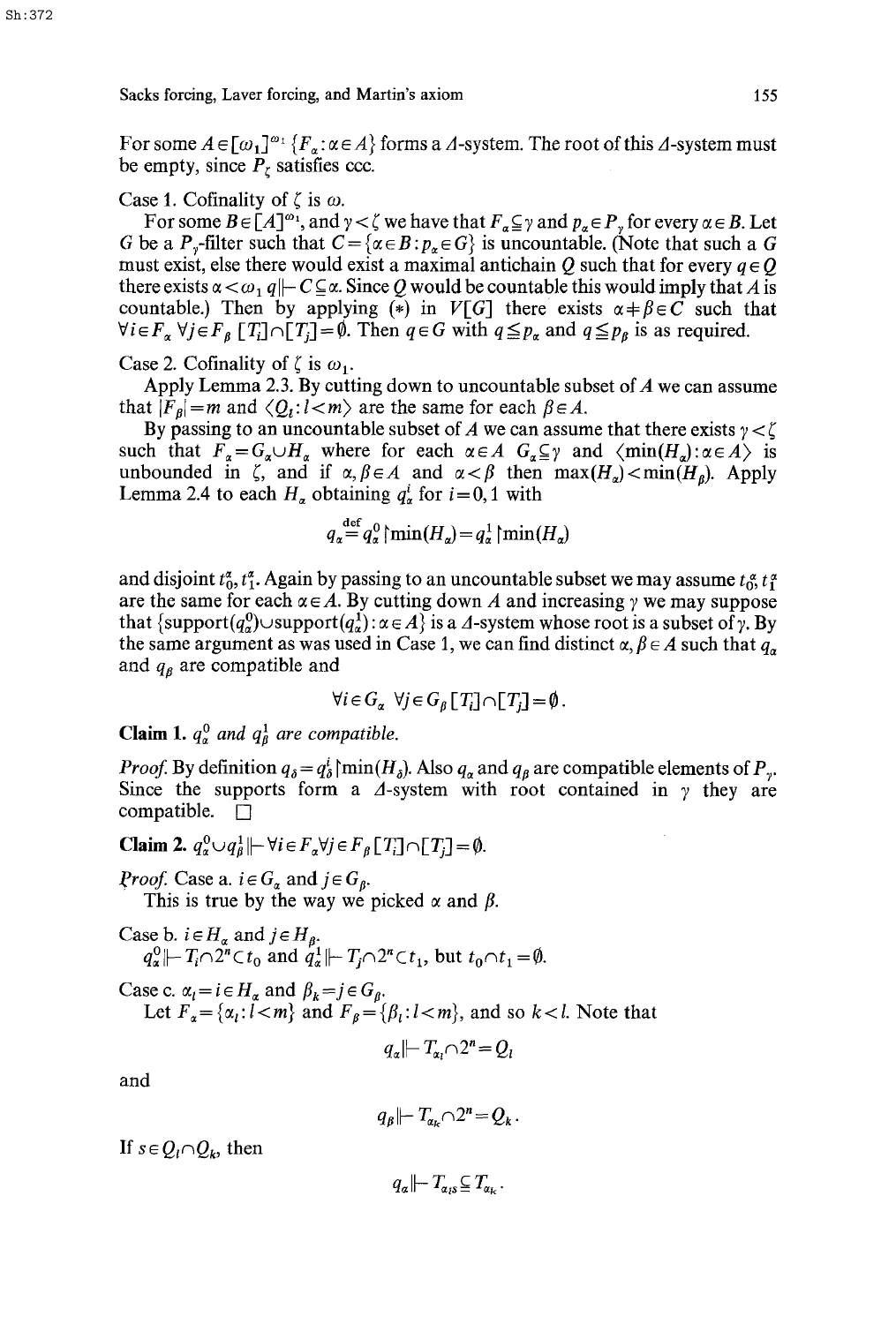For some $A \in [\omega_1]^{\omega_1}$ $\{F_\alpha : \alpha \in A\}$ forms a $\Delta$-system. The root of this $\Delta$-system must be empty, since $P_\zeta$ satisfies ccc.

Case 1. Cofinality of $\zeta$ is $\omega$.

For some $B \in [A]^{\omega_1}$, and $\gamma < \zeta$ we have that $F_\alpha \subseteq \gamma$ and $p_\alpha \in P_\gamma$ for every $\alpha \in B$. Let $G$ be a $P_\gamma$-filter such that $C = \{\alpha \in B : p_\alpha \in G\}$ is uncountable. (Note that such a $G$ must exist, else there would exist a maximal antichain $Q$ such that for every $q \in Q$ there exists $\alpha < \omega_1$ $q \Vdash C \subseteq \alpha$. Since $Q$ would be countable this would imply that $A$ is countable.) Then by applying (*) in $V[G]$ there exists $\alpha \neq \beta \in C$ such that $\forall i \in F_\alpha$ $\forall j \in F_\beta$ $[T_i] \cap [T_j] = \emptyset$. Then $q \in G$ with $q \leqq p_\alpha$ and $q \leqq p_\beta$ is as required.

Case 2. Cofinality of $\zeta$ is $\omega_1$.

Apply Lemma 2.3. By cutting down to uncountable subset of $A$ we can assume that $|F_\beta| = m$ and $\langle Q_l : l < m\rangle$ are the same for each $\beta \in A$.

By passing to an uncountable subset of $A$ we can assume that there exists $\gamma < \zeta$ such that $F_\alpha = G_\alpha \cup H_\alpha$ where for each $\alpha \in A$ $G_\alpha \subseteq \gamma$ and $\langle \min(H_\alpha) : \alpha \in A\rangle$ is unbounded in $\zeta$, and if $\alpha, \beta \in A$ and $\alpha < \beta$ then $\max(H_\alpha) < \min(H_\beta)$. Apply Lemma 2.4 to each $H_\alpha$ obtaining $q_\alpha^i$ for $i = 0, 1$ with

$$q_\alpha \overset{\text{def}}{=} q_\alpha^0 \restriction \min(H_\alpha) = q_\alpha^1 \restriction \min(H_\alpha)$$

and disjoint $t_0^\alpha, t_1^\alpha$. Again by passing to an uncountable subset we may assume $t_0^\alpha, t_1^\alpha$ are the same for each $\alpha \in A$. By cutting down $A$ and increasing $\gamma$ we may suppose that $\{\text{support}(q_\alpha^0) \cup \text{support}(q_\alpha^1) : \alpha \in A\}$ is a $\Delta$-system whose root is a subset of $\gamma$. By the same argument as was used in Case 1, we can find distinct $\alpha, \beta \in A$ such that $q_\alpha$ and $q_\beta$ are compatible and

$$\forall i \in G_\alpha \ \forall j \in G_\beta \ [T_i] \cap [T_j] = \emptyset.$$

**Claim 1.** *$q_\alpha^0$ and $q_\beta^1$ are compatible.*

*Proof.* By definition $q_\delta = q_\delta^i \restriction \min(H_\delta)$. Also $q_\alpha$ and $q_\beta$ are compatible elements of $P_\gamma$. Since the supports form a $\Delta$-system with root contained in $\gamma$ they are compatible. $\square$

**Claim 2.** $q_\alpha^0 \cup q_\beta^1 \Vdash \forall i \in F_\alpha \forall j \in F_\beta [T_i] \cap [T_j] = \emptyset$.

*Proof.* Case a. $i \in G_\alpha$ and $j \in G_\beta$.

This is true by the way we picked $\alpha$ and $\beta$.

Case b. $i \in H_\alpha$ and $j \in H_\beta$.

$q_\alpha^0 \Vdash T_i \cap 2^n \subset t_0$ and $q_\alpha^1 \Vdash T_j \cap 2^n \subset t_1$, but $t_0 \cap t_1 = \emptyset$.

Case c. $\alpha_l = i \in H_\alpha$ and $\beta_k = j \in G_\beta$.

Let $F_\alpha = \{\alpha_l : l < m\}$ and $F_\beta = \{\beta_l : l < m\}$, and so $k < l$. Note that

$$q_\alpha \Vdash T_{\alpha_l} \cap 2^n = Q_l$$

and

$$q_\beta \Vdash T_{\alpha_k} \cap 2^n = Q_k.$$

If $s \in Q_l \cap Q_k$, then

$$q_\alpha \Vdash T_{\alpha_l s} \subseteqq T_{\alpha_k}.$$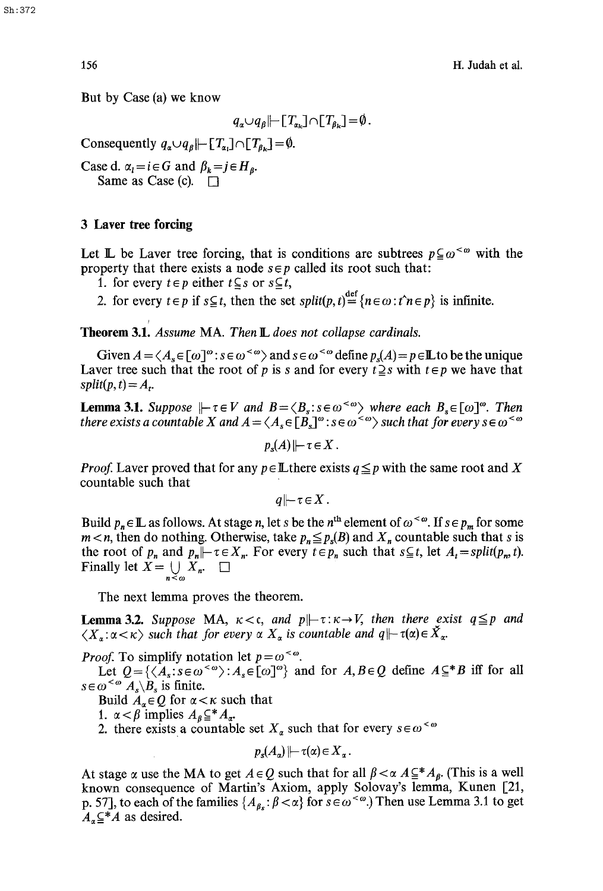But by Case (a) we know

$$q_\alpha \cup q_\beta \Vdash [T_{\alpha_k}] \cap [T_{\beta_k}] = \emptyset.$$

Consequently $q_\alpha \cup q_\beta \Vdash [T_{\alpha_l}] \cap [T_{\beta_k}] = \emptyset$.

Case d. $\alpha_l = i \in G$ and $\beta_k = j \in H_\beta$.
Same as Case (c). $\square$

## 3 Laver tree forcing

Let $\mathbb{L}$ be Laver tree forcing, that is conditions are subtrees $p \subseteq \omega^{<\omega}$ with the property that there exists a node $s \in p$ called its root such that:

1. for every $t \in p$ either $t \subseteq s$ or $s \subseteq t$,
2. for every $t \in p$ if $s \subseteq t$, then the set $split(p,t) \overset{\text{def}}{=} \{n \in \omega : t^\frown n \in p\}$ is infinite.

**Theorem 3.1.** *Assume* MA. *Then* $\mathbb{L}$ *does not collapse cardinals.*

Given $A = \langle A_s \in [\omega]^\omega : s \in \omega^{<\omega} \rangle$ and $s \in \omega^{<\omega}$ define $p_s(A) = p \in \mathbb{L}$ to be the unique Laver tree such that the root of $p$ is $s$ and for every $t \supseteq s$ with $t \in p$ we have that $split(p,t) = A_t$.

**Lemma 3.1.** *Suppose* $\Vdash \tau \in V$ *and* $B = \langle B_s : s \in \omega^{<\omega} \rangle$ *where each* $B_s \in [\omega]^\omega$. *Then there exists a countable* $X$ *and* $A = \langle A_s \in [B_s]^\omega : s \in \omega^{<\omega} \rangle$ *such that for every* $s \in \omega^{<\omega}$

$$p_s(A) \Vdash \tau \in X.$$

*Proof.* Laver proved that for any $p \in \mathbb{L}$ there exists $q \leq p$ with the same root and $X$ countable such that

$$q \Vdash \tau \in X.$$

Build $p_n \in \mathbb{L}$ as follows. At stage $n$, let $s$ be the $n^{\text{th}}$ element of $\omega^{<\omega}$. If $s \in p_m$ for some $m < n$, then do nothing. Otherwise, take $p_n \leq p_s(B)$ and $X_n$ countable such that $s$ is the root of $p_n$ and $p_n \Vdash \tau \in X_n$. For every $t \in p_n$ such that $s \subseteq t$, let $A_t = split(p_n, t)$. Finally let $X = \bigcup_{n<\omega} X_n$. $\square$

The next lemma proves the theorem.

**Lemma 3.2.** *Suppose* MA, $\kappa < \mathfrak{c}$, *and* $p \Vdash \tau : \kappa \to V$, *then there exist* $q \leq p$ *and* $\langle X_\alpha : \alpha < \kappa \rangle$ *such that for every* $\alpha$ $X_\alpha$ *is countable and* $q \Vdash \tau(\alpha) \in \check{X}_\alpha$.

*Proof.* To simplify notation let $p = \omega^{<\omega}$.

Let $Q = \{\langle A_s : s \in \omega^{<\omega} \rangle : A_s \in [\omega]^\omega\}$ and for $A, B \in Q$ define $A \subseteq^* B$ iff for all $s \in \omega^{<\omega}$ $A_s \setminus B_s$ is finite.

Build $A_\alpha \in Q$ for $\alpha < \kappa$ such that

1. $\alpha < \beta$ implies $A_\beta \subseteq^* A_\alpha$.
2. there exists a countable set $X_\alpha$ such that for every $s \in \omega^{<\omega}$

$$p_s(A_\alpha) \Vdash \tau(\alpha) \in X_\alpha.$$

At stage $\alpha$ use the MA to get $A \in Q$ such that for all $\beta < \alpha$ $A \subseteq^* A_\beta$. (This is a well known consequence of Martin's Axiom, apply Solovay's lemma, Kunen [21, p. 57], to each of the families $\{A_{\beta s} : \beta < \alpha\}$ for $s \in \omega^{<\omega}$.) Then use Lemma 3.1 to get $A_\alpha \subseteq^* A$ as desired.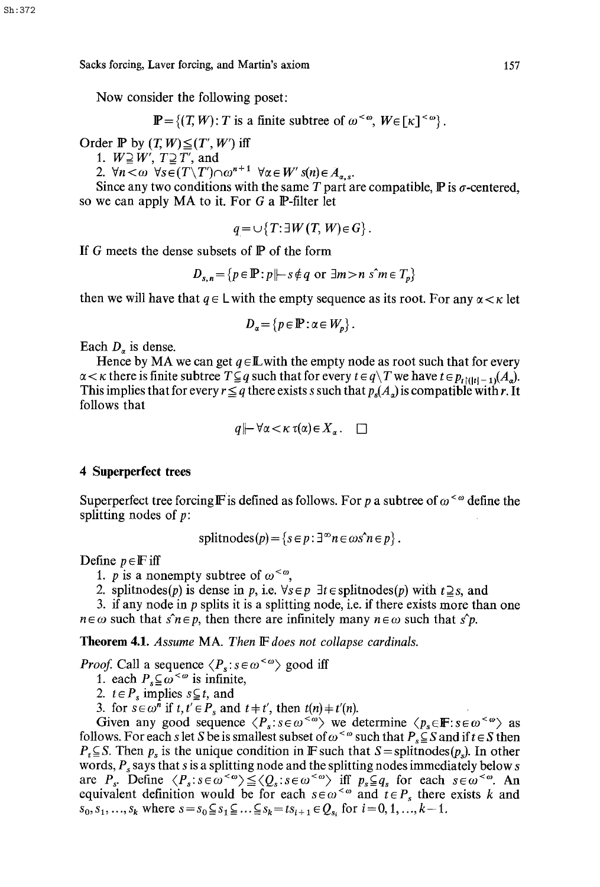Now consider the following poset:

$$\mathbb{P}=\{(T,W): T \text{ is a finite subtree of } \omega^{<\omega},\ W\in[\kappa]^{<\omega}\}.$$

Order $\mathbb{P}$ by $(T,W)\leq(T',W')$ iff

1. $W\supseteq W'$, $T\supseteq T'$, and
2. $\forall n<\omega\ \forall s\in(T\setminus T')\cap\omega^{n+1}\ \forall\alpha\in W'\ s(n)\in A_{\alpha,s}$.

Since any two conditions with the same $T$ part are compatible, $\mathbb{P}$ is $\sigma$-centered, so we can apply MA to it. For $G$ a $\mathbb{P}$-filter let

$$q=\cup\{T:\exists W\,(T,W)\in G\}.$$

If $G$ meets the dense subsets of $\mathbb{P}$ of the form

$$D_{s,n}=\{p\in\mathbb{P}: p\Vdash s\notin q \text{ or } \exists m>n\ s\hat{}m\in T_p\}$$

then we will have that $q\in\mathbb{L}$ with the empty sequence as its root. For any $\alpha<\kappa$ let

$$D_\alpha=\{p\in\mathbb{P}:\alpha\in W_p\}.$$

Each $D_\alpha$ is dense.

Hence by MA we can get $q\in\mathbb{L}$ with the empty node as root such that for every $\alpha<\kappa$ there is finite subtree $T\subseteq q$ such that for every $t\in q\setminus T$ we have $t\in p_{t\restriction(|t|-1)}(A_\alpha)$. This implies that for every $r\leq q$ there exists $s$ such that $p_s(A_\alpha)$ is compatible with $r$. It follows that

$$q\Vdash\forall\alpha<\kappa\ \tau(\alpha)\in X_\alpha.\quad\square$$

## 4 Superperfect trees

Superperfect tree forcing $\mathbb{F}$ is defined as follows. For $p$ a subtree of $\omega^{<\omega}$ define the splitting nodes of $p$:

$$\text{splitnodes}(p)=\{s\in p:\exists^\infty n\in\omega\, s\hat{}n\in p\}.$$

Define $p\in\mathbb{F}$ iff

1. $p$ is a nonempty subtree of $\omega^{<\omega}$,
2. splitnodes$(p)$ is dense in $p$, i.e. $\forall s\in p\ \exists t\in\text{splitnodes}(p)$ with $t\supseteq s$, and
3. if any node in $p$ splits it is a splitting node, i.e. if there exists more than one $n\in\omega$ such that $s\hat{}n\in p$, then there are infinitely many $n\in\omega$ such that $s\hat{}p$.

**Theorem 4.1.** *Assume* MA. *Then* $\mathbb{F}$ *does not collapse cardinals.*

*Proof.* Call a sequence $\langle P_s: s\in\omega^{<\omega}\rangle$ good iff

1. each $P_s\subseteq\omega^{<\omega}$ is infinite,
2. $t\in P_s$ implies $s\subsetneq t$, and
3. for $s\in\omega^n$ if $t,t'\in P_s$ and $t\neq t'$, then $t(n)\neq t'(n)$.

Given any good sequence $\langle P_s: s\in\omega^{<\omega}\rangle$ we determine $\langle p_s\in\mathbb{F}: s\in\omega^{<\omega}\rangle$ as follows. For each $s$ let $S$ be is smallest subset of $\omega^{<\omega}$ such that $P_s\subseteq S$ and if $t\in S$ then $P_t\subseteq S$. Then $p_s$ is the unique condition in $\mathbb{F}$ such that $S=\text{splitnodes}(p_s)$. In other words, $P_s$ says that $s$ is a splitting node and the splitting nodes immediately below $s$ are $P_s$. Define $\langle P_s: s\in\omega^{<\omega}\rangle\leq\langle Q_s: s\in\omega^{<\omega}\rangle$ iff $p_s\subseteq q_s$ for each $s\in\omega^{<\omega}$. An equivalent definition would be for each $s\in\omega^{<\omega}$ and $t\in P_s$ there exists $k$ and $s_0,s_1,\ldots,s_k$ where $s=s_0\subsetneq s_1\subsetneq\ldots\subsetneq s_k=ts_{i+1}\in Q_{s_i}$ for $i=0,1,\ldots,k-1$.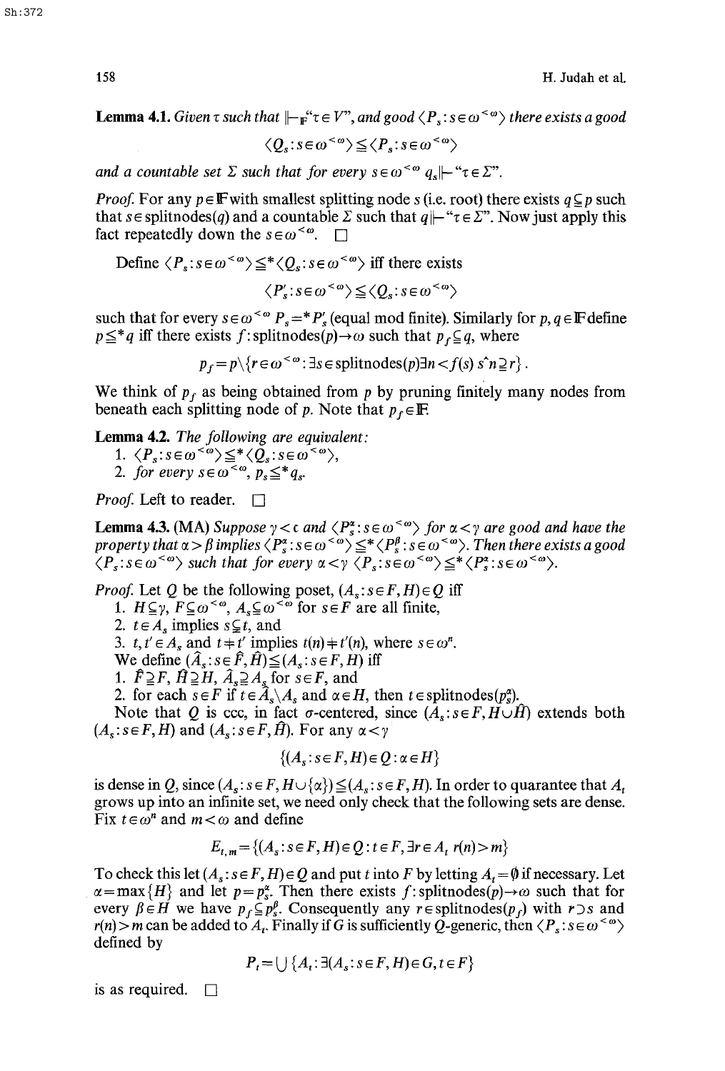**Lemma 4.1.** *Given* $\tau$ *such that* $\Vdash_{\mathbb{F}}$"$\tau \in V$", *and good* $\langle P_s : s \in \omega^{<\omega}\rangle$ *there exists a good*

$$\langle Q_s : s \in \omega^{<\omega}\rangle \leqq \langle P_s : s \in \omega^{<\omega}\rangle$$

*and a countable set* $\Sigma$ *such that for every* $s \in \omega^{<\omega}$ $q_s \Vdash$"$\tau \in \Sigma$".

*Proof.* For any $p \in \mathbb{F}$ with smallest splitting node $s$ (i.e. root) there exists $q \subseteq p$ such that $s \in \text{splitnodes}(q)$ and a countable $\Sigma$ such that $q \Vdash$"$\tau \in \Sigma$". Now just apply this fact repeatedly down the $s \in \omega^{<\omega}$. $\square$

Define $\langle P_s : s \in \omega^{<\omega}\rangle \leqq^* \langle Q_s : s \in \omega^{<\omega}\rangle$ iff there exists

$$\langle P'_s : s \in \omega^{<\omega}\rangle \leqq \langle Q_s : s \in \omega^{<\omega}\rangle$$

such that for every $s \in \omega^{<\omega}$ $P_s =^* P'_s$ (equal mod finite). Similarly for $p, q \in \mathbb{F}$ define $p \leqq^* q$ iff there exists $f : \text{splitnodes}(p) \to \omega$ such that $p_f \subseteq q$, where

$$p_f = p \setminus \{r \in \omega^{<\omega} : \exists s \in \text{splitnodes}(p) \exists n < f(s)\ s\hat{\ }n \supseteq r\}.$$

We think of $p_f$ as being obtained from $p$ by pruning finitely many nodes from beneath each splitting node of $p$. Note that $p_f \in \mathbb{F}$.

**Lemma 4.2.** *The following are equivalent:*
1. $\langle P_s : s \in \omega^{<\omega}\rangle \leqq^* \langle Q_s : s \in \omega^{<\omega}\rangle$,
2. *for every* $s \in \omega^{<\omega}$, $p_s \leqq^* q_s$.

*Proof.* Left to reader. $\square$

**Lemma 4.3.** (MA) *Suppose* $\gamma < \mathfrak{c}$ *and* $\langle P^\alpha_s : s \in \omega^{<\omega}\rangle$ *for* $\alpha < \gamma$ *are good and have the property that* $\alpha > \beta$ *implies* $\langle P^\alpha_s : s \in \omega^{<\omega}\rangle \leqq^* \langle P^\beta_s : s \in \omega^{<\omega}\rangle$. *Then there exists a good* $\langle P_s : s \in \omega^{<\omega}\rangle$ *such that for every* $\alpha < \gamma$ $\langle P_s : s \in \omega^{<\omega}\rangle \leqq^* \langle P^\alpha_s : s \in \omega^{<\omega}\rangle$.

*Proof.* Let $Q$ be the following poset, $(A_s : s \in F, H) \in Q$ iff
1. $H \subseteq \gamma$, $F \subseteq \omega^{<\omega}$, $A_s \subseteq \omega^{<\omega}$ for $s \in F$ are all finite,
2. $t \in A_s$ implies $s \subsetneq t$, and
3. $t, t' \in A_s$ and $t \neq t'$ implies $t(n) \neq t'(n)$, where $s \in \omega^n$.

We define $(\hat{A}_s : s \in \hat{F}, \hat{H}) \leqq (A_s : s \in F, H)$ iff
1. $\hat{F} \supseteq F$, $\hat{H} \supseteq H$, $\hat{A}_s \supseteq A_s$ for $s \in F$, and
2. for each $s \in F$ if $t \in \hat{A}_s \setminus A_s$ and $\alpha \in H$, then $t \in \text{splitnodes}(p^\alpha_s)$.

Note that $Q$ is ccc, in fact $\sigma$-centered, since $(A_s : s \in F, H \cup \hat{H})$ extends both $(A_s : s \in F, H)$ and $(A_s : s \in F, \hat{H})$. For any $\alpha < \gamma$

$$\{(A_s : s \in F, H) \in Q : \alpha \in H\}$$

is dense in $Q$, since $(A_s : s \in F, H \cup \{\alpha\}) \leqq (A_s : s \in F, H)$. In order to quarantee that $A_t$ grows up into an infinite set, we need only check that the following sets are dense. Fix $t \in \omega^n$ and $m < \omega$ and define

$$E_{t,m} = \{(A_s : s \in F, H) \in Q : t \in F, \exists r \in A_t\ r(n) > m\}$$

To check this let $(A_s : s \in F, H) \in Q$ and put $t$ into $F$ by letting $A_t = \emptyset$ if necessary. Let $\alpha = \max\{H\}$ and let $p = p^\alpha_s$. Then there exists $f : \text{splitnodes}(p) \to \omega$ such that for every $\beta \in H$ we have $p_f \subseteq p^\beta_s$. Consequently any $r \in \text{splitnodes}(p_f)$ with $r \supset s$ and $r(n) > m$ can be added to $A_t$. Finally if $G$ is sufficiently $Q$-generic, then $\langle P_s : s \in \omega^{<\omega}\rangle$ defined by

$$P_t = \bigcup \{A_t : \exists (A_s : s \in F, H) \in G, t \in F\}$$

is as required. $\square$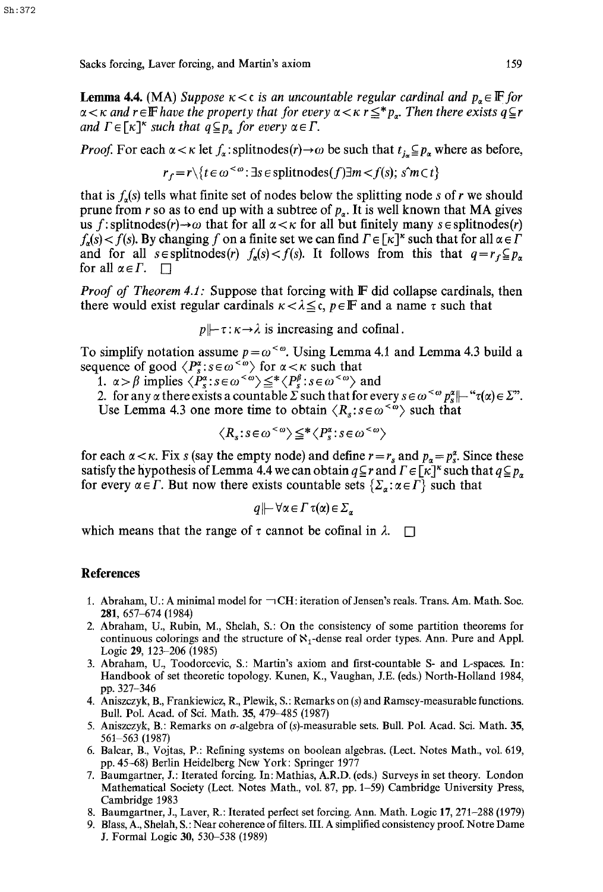**Lemma 4.4.** (MA) *Suppose $\kappa < \mathfrak{c}$ is an uncountable regular cardinal and $p_\alpha \in \mathbb{F}$ for $\alpha < \kappa$ and $r \in \mathbb{F}$ have the property that for every $\alpha < \kappa$ $r \subseteq^* p_\alpha$. Then there exists $q \subseteq r$ and $\Gamma \in [\kappa]^\kappa$ such that $q \subseteq p_\alpha$ for every $\alpha \in \Gamma$.*

*Proof.* For each $\alpha < \kappa$ let $f_\alpha$: splitnodes$(r) \to \omega$ be such that $t_{f_\alpha} \subseteq p_\alpha$ where as before,

$$r_f = r \setminus \{t \in \omega^{<\omega} : \exists s \in \text{splitnodes}(f) \exists m < f(s);\ s^\frown m \subset t\}$$

that is $f_\alpha(s)$ tells what finite set of nodes below the splitting node $s$ of $r$ we should prune from $r$ so as to end up with a subtree of $p_\alpha$. It is well known that MA gives us $f$: splitnodes$(r) \to \omega$ that for all $\alpha < \kappa$ for all but finitely many $s \in$ splitnodes$(r)$ $f_\alpha(s) < f(s)$. By changing $f$ on a finite set we can find $\Gamma \in [\kappa]^\kappa$ such that for all $\alpha \in \Gamma$ and for all $s \in$ splitnodes$(r)$ $f_\alpha(s) < f(s)$. It follows from this that $q = r_f \subseteq p_\alpha$ for all $\alpha \in \Gamma$. $\square$

*Proof of Theorem 4.1:* Suppose that forcing with $\mathbb{F}$ did collapse cardinals, then there would exist regular cardinals $\kappa < \lambda \leq \mathfrak{c}$, $p \in \mathbb{F}$ and a name $\tau$ such that

$$p \Vdash \tau : \kappa \to \lambda \text{ is increasing and cofinal}.$$

To simplify notation assume $p = \omega^{<\omega}$. Using Lemma 4.1 and Lemma 4.3 build a sequence of good $\langle P_s^\alpha : s \in \omega^{<\omega} \rangle$ for $\alpha < \kappa$ such that

1. $\alpha > \beta$ implies $\langle P_s^\alpha : s \in \omega^{<\omega} \rangle \leq^* \langle P_s^\beta : s \in \omega^{<\omega} \rangle$ and
2. for any $\alpha$ there exists a countable $\Sigma$ such that for every $s \in \omega^{<\omega}$ $p_s^\alpha \Vdash$ "$\tau(\alpha) \in \Sigma$".

Use Lemma 4.3 one more time to obtain $\langle R_s : s \in \omega^{<\omega} \rangle$ such that

$$\langle R_s : s \in \omega^{<\omega} \rangle \leq^* \langle P_s^\alpha : s \in \omega^{<\omega} \rangle$$

for each $\alpha < \kappa$. Fix $s$ (say the empty node) and define $r = r_s$ and $p_\alpha = p_s^\alpha$. Since these satisfy the hypothesis of Lemma 4.4 we can obtain $q \subseteq r$ and $\Gamma \in [\kappa]^\kappa$ such that $q \subseteq p_\alpha$ for every $\alpha \in \Gamma$. But now there exists countable sets $\{\Sigma_\alpha : \alpha \in \Gamma\}$ such that

$$q \Vdash \forall \alpha \in \Gamma\ \tau(\alpha) \in \Sigma_\alpha$$

which means that the range of $\tau$ cannot be cofinal in $\lambda$. $\square$

## References

1. Abraham, U.: A minimal model for $\neg$CH: iteration of Jensen's reals. Trans. Am. Math. Soc. **281**, 657–674 (1984)
2. Abraham, U., Rubin, M., Shelah, S.: On the consistency of some partition theorems for continuous colorings and the structure of $\aleph_1$-dense real order types. Ann. Pure and Appl. Logic **29**, 123–206 (1985)
3. Abraham, U., Toodorcevic, S.: Martin's axiom and first-countable S- and L-spaces. In: Handbook of set theoretic topology. Kunen, K., Vaughan, J.E. (eds.) North-Holland 1984, pp. 327–346
4. Aniszczyk, B., Frankiewicz, R., Plewik, S.: Remarks on $(s)$ and Ramsey-measurable functions. Bull. Pol. Acad. of Sci. Math. **35**, 479–485 (1987)
5. Aniszczyk, B.: Remarks on $\sigma$-algebra of $(s)$-measurable sets. Bull. Pol. Acad. Sci. Math. **35**, 561–563 (1987)
6. Balcar, B., Vojtas, P.: Refining systems on boolean algebras. (Lect. Notes Math., vol. 619, pp. 45–68) Berlin Heidelberg New York: Springer 1977
7. Baumgartner, J.: Iterated forcing. In: Mathias, A.R.D. (eds.) Surveys in set theory. London Mathematical Society (Lect. Notes Math., vol. 87, pp. 1–59) Cambridge University Press, Cambridge 1983
8. Baumgartner, J., Laver, R.: Iterated perfect set forcing. Ann. Math. Logic **17**, 271–288 (1979)
9. Blass, A., Shelah, S.: Near coherence of filters. III. A simplified consistency proof. Notre Dame J. Formal Logic **30**, 530–538 (1989)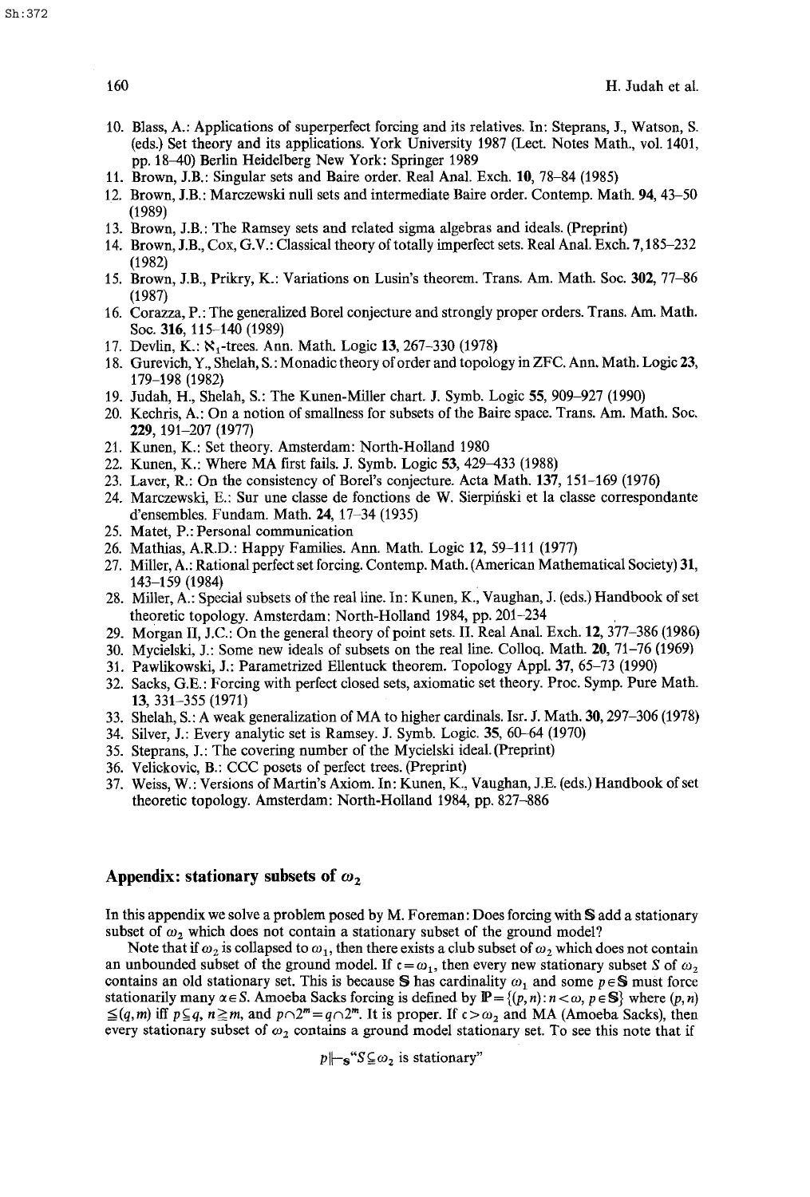10. Blass, A.: Applications of superperfect forcing and its relatives. In: Steprans, J., Watson, S. (eds.) Set theory and its applications. York University 1987 (Lect. Notes Math., vol. 1401, pp. 18–40) Berlin Heidelberg New York: Springer 1989
11. Brown, J.B.: Singular sets and Baire order. Real Anal. Exch. **10**, 78–84 (1985)
12. Brown, J.B.: Marczewski null sets and intermediate Baire order. Contemp. Math. **94**, 43–50 (1989)
13. Brown, J.B.: The Ramsey sets and related sigma algebras and ideals. (Preprint)
14. Brown, J.B., Cox, G.V.: Classical theory of totally imperfect sets. Real Anal. Exch. **7**, 185–232 (1982)
15. Brown, J.B., Prikry, K.: Variations on Lusin's theorem. Trans. Am. Math. Soc. **302**, 77–86 (1987)
16. Corazza, P.: The generalized Borel conjecture and strongly proper orders. Trans. Am. Math. Soc. **316**, 115–140 (1989)
17. Devlin, K.: $\aleph_1$-trees. Ann. Math. Logic **13**, 267–330 (1978)
18. Gurevich, Y., Shelah, S.: Monadic theory of order and topology in ZFC. Ann. Math. Logic **23**, 179–198 (1982)
19. Judah, H., Shelah, S.: The Kunen-Miller chart. J. Symb. Logic **55**, 909–927 (1990)
20. Kechris, A.: On a notion of smallness for subsets of the Baire space. Trans. Am. Math. Soc. **229**, 191–207 (1977)
21. Kunen, K.: Set theory. Amsterdam: North-Holland 1980
22. Kunen, K.: Where MA first fails. J. Symb. Logic **53**, 429–433 (1988)
23. Laver, R.: On the consistency of Borel's conjecture. Acta Math. **137**, 151–169 (1976)
24. Marczewski, E.: Sur une classe de fonctions de W. Sierpiński et la classe correspondante d'ensembles. Fundam. Math. **24**, 17–34 (1935)
25. Matet, P.: Personal communication
26. Mathias, A.R.D.: Happy Families. Ann. Math. Logic **12**, 59–111 (1977)
27. Miller, A.: Rational perfect set forcing. Contemp. Math. (American Mathematical Society) **31**, 143–159 (1984)
28. Miller, A.: Special subsets of the real line. In: Kunen, K., Vaughan, J. (eds.) Handbook of set theoretic topology. Amsterdam: North-Holland 1984, pp. 201–234
29. Morgan II, J.C.: On the general theory of point sets. II. Real Anal. Exch. **12**, 377–386 (1986)
30. Mycielski, J.: Some new ideals of subsets on the real line. Colloq. Math. **20**, 71–76 (1969)
31. Pawlikowski, J.: Parametrized Ellentuck theorem. Topology Appl. **37**, 65–73 (1990)
32. Sacks, G.E.: Forcing with perfect closed sets, axiomatic set theory. Proc. Symp. Pure Math. **13**, 331–355 (1971)
33. Shelah, S.: A weak generalization of MA to higher cardinals. Isr. J. Math. **30**, 297–306 (1978)
34. Silver, J.: Every analytic set is Ramsey. J. Symb. Logic. **35**, 60–64 (1970)
35. Steprans, J.: The covering number of the Mycielski ideal. (Preprint)
36. Velickovic, B.: CCC posets of perfect trees. (Preprint)
37. Weiss, W.: Versions of Martin's Axiom. In: Kunen, K., Vaughan, J.E. (eds.) Handbook of set theoretic topology. Amsterdam: North-Holland 1984, pp. 827–886

## Appendix: stationary subsets of $\omega_2$

In this appendix we solve a problem posed by M. Foreman: Does forcing with $\mathbb{S}$ add a stationary subset of $\omega_2$ which does not contain a stationary subset of the ground model?

Note that if $\omega_2$ is collapsed to $\omega_1$, then there exists a club subset of $\omega_2$ which does not contain an unbounded subset of the ground model. If $\mathfrak{c}=\omega_1$, then every new stationary subset $S$ of $\omega_2$ contains an old stationary set. This is because $\mathbb{S}$ has cardinality $\omega_1$ and some $p \in \mathbb{S}$ must force stationarily many $\alpha \in S$. Amoeba Sacks forcing is defined by $\mathbb{P}=\{(p,n): n<\omega, p \in \mathbb{S}\}$ where $(p,n) \leq (q,m)$ iff $p \subseteq q$, $n \geq m$, and $p \cap 2^m = q \cap 2^m$. It is proper. If $\mathfrak{c}>\omega_2$ and MA (Amoeba Sacks), then every stationary subset of $\omega_2$ contains a ground model stationary set. To see this note that if

$$p \Vdash_{\mathbb{S}} \text{“} S \subseteq \omega_2 \text{ is stationary”}$$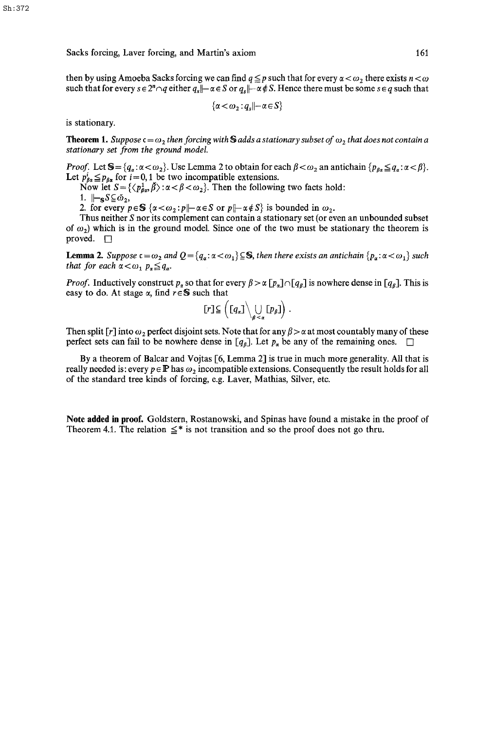then by using Amoeba Sacks forcing we can find $q \leq p$ such that for every $\alpha < \omega_2$ there exists $n < \omega$ such that for every $s \in 2^n \cap q$ either $q_s \Vdash \alpha \in S$ or $q_s \Vdash \alpha \notin S$. Hence there must be some $s \in q$ such that

$$\{\alpha < \omega_2 : q_s \Vdash \alpha \in S\}$$

is stationary.

**Theorem 1.** *Suppose $\mathfrak{c} = \omega_2$ then forcing with $\mathbb{S}$ adds a stationary subset of $\omega_2$ that does not contain a stationary set from the ground model.*

*Proof.* Let $\mathbb{S} = \{q_\alpha : \alpha < \omega_2\}$. Use Lemma 2 to obtain for each $\beta < \omega_2$ an antichain $\{p_{\beta\alpha} \leq q_\alpha : \alpha < \beta\}$. Let $p^i_{\beta\alpha} \leq p_{\beta\alpha}$ for $i = 0, 1$ be two incompatible extensions.

Now let $S = \{\langle p^1_{\beta\alpha}, \check{\beta} \rangle : \alpha < \beta < \omega_2\}$. Then the following two facts hold:

1. $\Vdash_{\mathbb{S}} S \subseteq \check{\omega}_2$,
2. for every $p \in \mathbb{S}$ $\{\alpha < \omega_2 : p \Vdash \alpha \in S \text{ or } p \Vdash \alpha \notin S\}$ is bounded in $\omega_2$.

Thus neither $S$ nor its complement can contain a stationary set (or even an unbounded subset of $\omega_2$) which is in the ground model. Since one of the two must be stationary the theorem is proved. $\square$

**Lemma 2.** *Suppose $\mathfrak{c} = \omega_2$ and $Q = \{q_\alpha : \alpha < \omega_1\} \subseteq \mathbb{S}$, then there exists an antichain $\{p_\alpha : \alpha < \omega_1\}$ such that for each $\alpha < \omega_1$ $p_\alpha \leq q_\alpha$.*

*Proof.* Inductively construct $p_\alpha$ so that for every $\beta > \alpha$ $[p_\alpha] \cap [q_\beta]$ is nowhere dense in $[q_\beta]$. This is easy to do. At stage $\alpha$, find $r \in \mathbb{S}$ such that

$$[r] \subseteq \left([q_\alpha] \setminus \bigcup_{\beta < \alpha} [p_\beta]\right).$$

Then split $[r]$ into $\omega_2$ perfect disjoint sets. Note that for any $\beta > \alpha$ at most countably many of these perfect sets can fail to be nowhere dense in $[q_\beta]$. Let $p_\alpha$ be any of the remaining ones. $\square$

By a theorem of Balcar and Vojtas [6, Lemma 2] is true in much more generality. All that is really needed is: every $p \in \mathbb{P}$ has $\omega_2$ incompatible extensions. Consequently the result holds for all of the standard tree kinds of forcing, e.g. Laver, Mathias, Silver, etc.

**Note added in proof.** Goldstern, Rostanowski, and Spinas have found a mistake in the proof of Theorem 4.1. The relation $\leq^*$ is not transition and so the proof does not go thru.